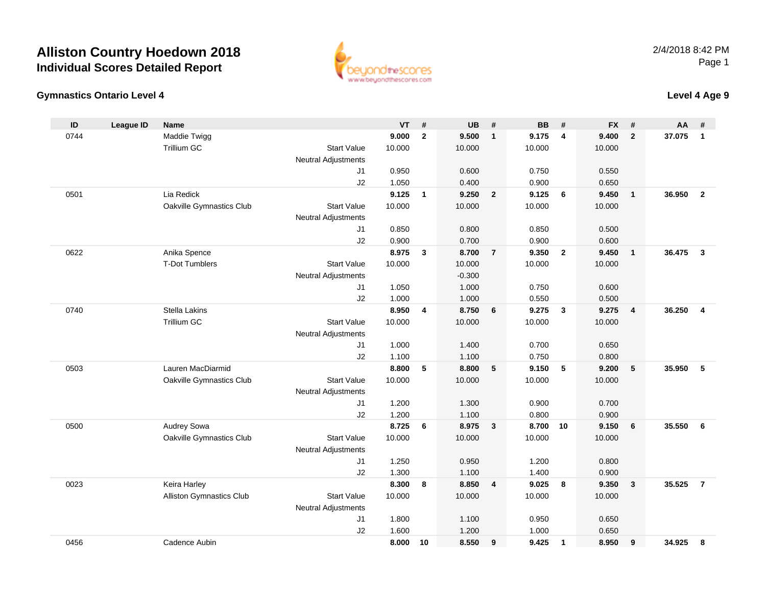# Alliston Country Hoedown 2018

## Individual Scores Detailed Report

2/4/2018 8:42 PM

### Gymnastics Ontario Level 4

### Level 4 Age 9

| ID | League ID | Name | | VT | # | UB | # | BB | # | FX | # | AA | # |
|---|---|---|---|---|---|---|---|---|---|---|---|---|---|
| 0744 | | Maddie Twigg | | **9.000** | **2** | **9.500** | **1** | **9.175** | **4** | **9.400** | **2** | **37.075** | **1** |
| | | Trillium GC | Start Value | 10.000 | | 10.000 | | 10.000 | | 10.000 | | | |
| | | | Neutral Adjustments | | | | | | | | | | |
| | | | J1 | 0.950 | | 0.600 | | 0.750 | | 0.550 | | | |
| | | | J2 | 1.050 | | 0.400 | | 0.900 | | 0.650 | | | |
| 0501 | | Lia Redick | | **9.125** | **1** | **9.250** | **2** | **9.125** | **6** | **9.450** | **1** | **36.950** | **2** |
| | | Oakville Gymnastics Club | Start Value | 10.000 | | 10.000 | | 10.000 | | 10.000 | | | |
| | | | Neutral Adjustments | | | | | | | | | | |
| | | | J1 | 0.850 | | 0.800 | | 0.850 | | 0.500 | | | |
| | | | J2 | 0.900 | | 0.700 | | 0.900 | | 0.600 | | | |
| 0622 | | Anika Spence | | **8.975** | **3** | **8.700** | **7** | **9.350** | **2** | **9.450** | **1** | **36.475** | **3** |
| | | T-Dot Tumblers | Start Value | 10.000 | | 10.000 | | 10.000 | | 10.000 | | | |
| | | | Neutral Adjustments | | | -0.300 | | | | | | | |
| | | | J1 | 1.050 | | 1.000 | | 0.750 | | 0.600 | | | |
| | | | J2 | 1.000 | | 1.000 | | 0.550 | | 0.500 | | | |
| 0740 | | Stella Lakins | | **8.950** | **4** | **8.750** | **6** | **9.275** | **3** | **9.275** | **4** | **36.250** | **4** |
| | | Trillium GC | Start Value | 10.000 | | 10.000 | | 10.000 | | 10.000 | | | |
| | | | Neutral Adjustments | | | | | | | | | | |
| | | | J1 | 1.000 | | 1.400 | | 0.700 | | 0.650 | | | |
| | | | J2 | 1.100 | | 1.100 | | 0.750 | | 0.800 | | | |
| 0503 | | Lauren MacDiarmid | | **8.800** | **5** | **8.800** | **5** | **9.150** | **5** | **9.200** | **5** | **35.950** | **5** |
| | | Oakville Gymnastics Club | Start Value | 10.000 | | 10.000 | | 10.000 | | 10.000 | | | |
| | | | Neutral Adjustments | | | | | | | | | | |
| | | | J1 | 1.200 | | 1.300 | | 0.900 | | 0.700 | | | |
| | | | J2 | 1.200 | | 1.100 | | 0.800 | | 0.900 | | | |
| 0500 | | Audrey Sowa | | **8.725** | **6** | **8.975** | **3** | **8.700** | **10** | **9.150** | **6** | **35.550** | **6** |
| | | Oakville Gymnastics Club | Start Value | 10.000 | | 10.000 | | 10.000 | | 10.000 | | | |
| | | | Neutral Adjustments | | | | | | | | | | |
| | | | J1 | 1.250 | | 0.950 | | 1.200 | | 0.800 | | | |
| | | | J2 | 1.300 | | 1.100 | | 1.400 | | 0.900 | | | |
| 0023 | | Keira Harley | | **8.300** | **8** | **8.850** | **4** | **9.025** | **8** | **9.350** | **3** | **35.525** | **7** |
| | | Alliston Gymnastics Club | Start Value | 10.000 | | 10.000 | | 10.000 | | 10.000 | | | |
| | | | Neutral Adjustments | | | | | | | | | | |
| | | | J1 | 1.800 | | 1.100 | | 0.950 | | 0.650 | | | |
| | | | J2 | 1.600 | | 1.200 | | 1.000 | | 0.650 | | | |
| 0456 | | Cadence Aubin | | **8.000** | **10** | **8.550** | **9** | **9.425** | **1** | **8.950** | **9** | **34.925** | **8** |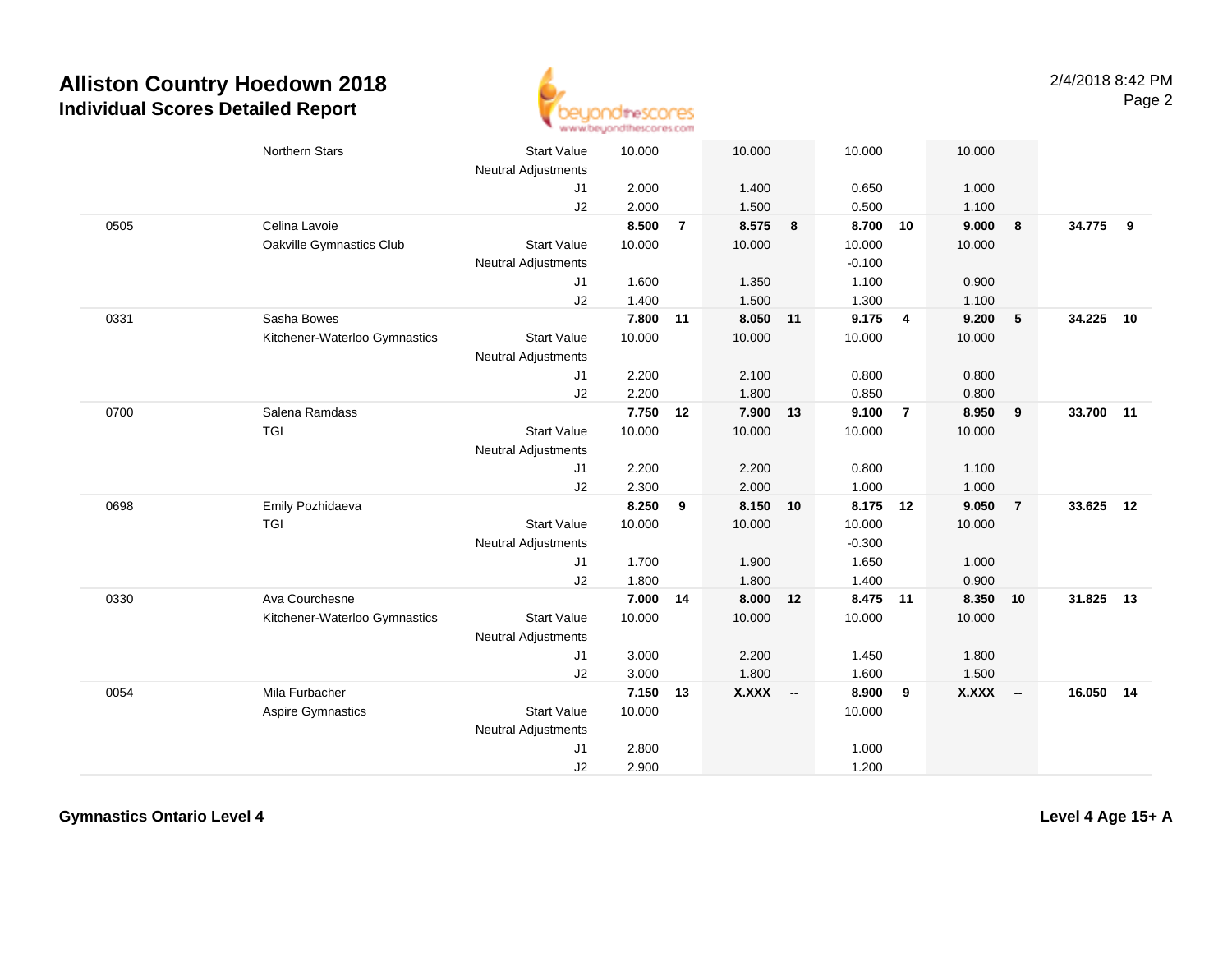# Alliston Country Hoedown 2018

## Individual Scores Detailed Report

| | | | | | | | | | | | | |
|---|---|---|---|---|---|---|---|---|---|---|---|---|
| | Northern Stars | Start Value | 10.000 | | 10.000 | | 10.000 | | 10.000 | | | |
| | | Neutral Adjustments | | | | | | | | | | |
| | | J1 | 2.000 | | 1.400 | | 0.650 | | 1.000 | | | |
| | | J2 | 2.000 | | 1.500 | | 0.500 | | 1.100 | | | |
| 0505 | Celina Lavoie | | **8.500** | **7** | **8.575** | **8** | **8.700** | **10** | **9.000** | **8** | **34.775** | **9** |
| | Oakville Gymnastics Club | Start Value | 10.000 | | 10.000 | | 10.000 | | 10.000 | | | |
| | | Neutral Adjustments | | | | | -0.100 | | | | | |
| | | J1 | 1.600 | | 1.350 | | 1.100 | | 0.900 | | | |
| | | J2 | 1.400 | | 1.500 | | 1.300 | | 1.100 | | | |
| 0331 | Sasha Bowes | | **7.800** | **11** | **8.050** | **11** | **9.175** | **4** | **9.200** | **5** | **34.225** | **10** |
| | Kitchener-Waterloo Gymnastics | Start Value | 10.000 | | 10.000 | | 10.000 | | 10.000 | | | |
| | | Neutral Adjustments | | | | | | | | | | |
| | | J1 | 2.200 | | 2.100 | | 0.800 | | 0.800 | | | |
| | | J2 | 2.200 | | 1.800 | | 0.850 | | 0.800 | | | |
| 0700 | Salena Ramdass | | **7.750** | **12** | **7.900** | **13** | **9.100** | **7** | **8.950** | **9** | **33.700** | **11** |
| | TGI | Start Value | 10.000 | | 10.000 | | 10.000 | | 10.000 | | | |
| | | Neutral Adjustments | | | | | | | | | | |
| | | J1 | 2.200 | | 2.200 | | 0.800 | | 1.100 | | | |
| | | J2 | 2.300 | | 2.000 | | 1.000 | | 1.000 | | | |
| 0698 | Emily Pozhidaeva | | **8.250** | **9** | **8.150** | **10** | **8.175** | **12** | **9.050** | **7** | **33.625** | **12** |
| | TGI | Start Value | 10.000 | | 10.000 | | 10.000 | | 10.000 | | | |
| | | Neutral Adjustments | | | | | -0.300 | | | | | |
| | | J1 | 1.700 | | 1.900 | | 1.650 | | 1.000 | | | |
| | | J2 | 1.800 | | 1.800 | | 1.400 | | 0.900 | | | |
| 0330 | Ava Courchesne | | **7.000** | **14** | **8.000** | **12** | **8.475** | **11** | **8.350** | **10** | **31.825** | **13** |
| | Kitchener-Waterloo Gymnastics | Start Value | 10.000 | | 10.000 | | 10.000 | | 10.000 | | | |
| | | Neutral Adjustments | | | | | | | | | | |
| | | J1 | 3.000 | | 2.200 | | 1.450 | | 1.800 | | | |
| | | J2 | 3.000 | | 1.800 | | 1.600 | | 1.500 | | | |
| 0054 | Mila Furbacher | | **7.150** | **13** | **X.XXX** | **--** | **8.900** | **9** | **X.XXX** | **--** | **16.050** | **14** |
| | Aspire Gymnastics | Start Value | 10.000 | | | | 10.000 | | | | | |
| | | Neutral Adjustments | | | | | | | | | | |
| | | J1 | 2.800 | | | | 1.000 | | | | | |
| | | J2 | 2.900 | | | | 1.200 | | | | | |

**Gymnastics Ontario Level 4** **Level 4 Age 15+ A**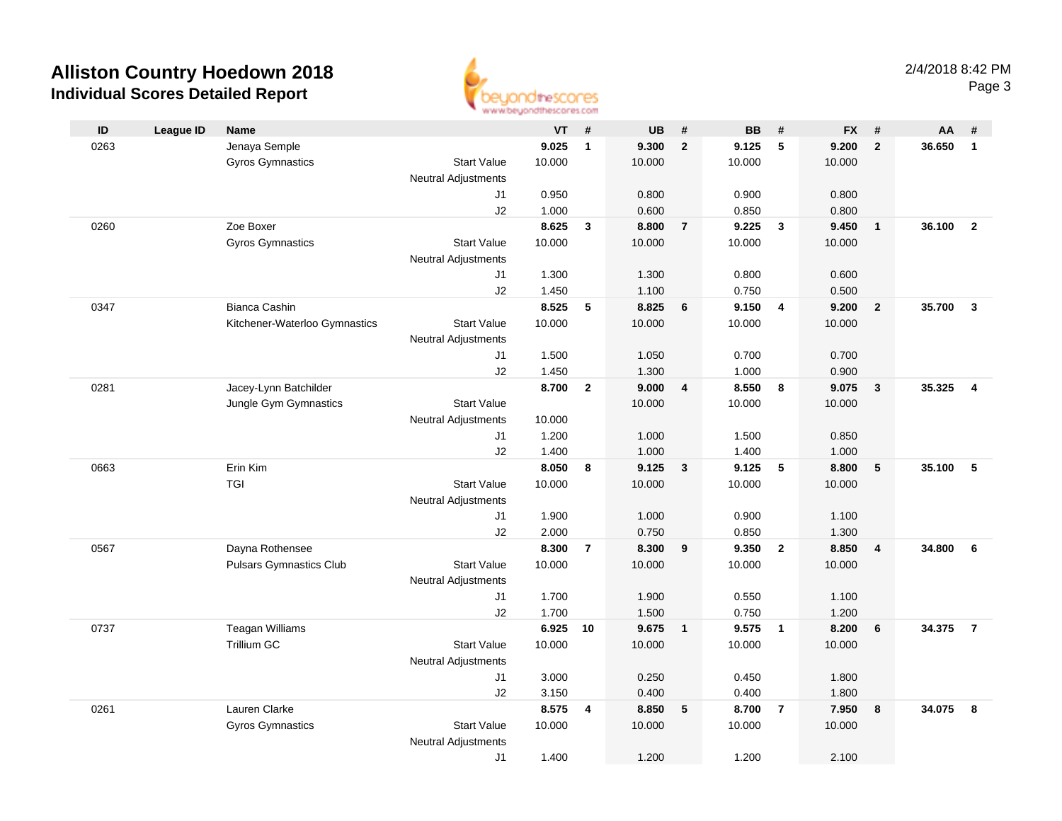# Alliston Country Hoedown 2018

## Individual Scores Detailed Report

2/4/2018 8:42 PM

| ID | League ID | Name | | VT | # | UB | # | BB | # | FX | # | AA | # |
|---|---|---|---|---|---|---|---|---|---|---|---|---|---|
| 0263 | | Jenaya Semple | | **9.025** | **1** | **9.300** | **2** | **9.125** | **5** | **9.200** | **2** | **36.650** | **1** |
| | | Gyros Gymnastics | Start Value | 10.000 | | 10.000 | | 10.000 | | 10.000 | | | |
| | | | Neutral Adjustments | | | | | | | | | | |
| | | | J1 | 0.950 | | 0.800 | | 0.900 | | 0.800 | | | |
| | | | J2 | 1.000 | | 0.600 | | 0.850 | | 0.800 | | | |
| 0260 | | Zoe Boxer | | **8.625** | **3** | **8.800** | **7** | **9.225** | **3** | **9.450** | **1** | **36.100** | **2** |
| | | Gyros Gymnastics | Start Value | 10.000 | | 10.000 | | 10.000 | | 10.000 | | | |
| | | | Neutral Adjustments | | | | | | | | | | |
| | | | J1 | 1.300 | | 1.300 | | 0.800 | | 0.600 | | | |
| | | | J2 | 1.450 | | 1.100 | | 0.750 | | 0.500 | | | |
| 0347 | | Bianca Cashin | | **8.525** | **5** | **8.825** | **6** | **9.150** | **4** | **9.200** | **2** | **35.700** | **3** |
| | | Kitchener-Waterloo Gymnastics | Start Value | 10.000 | | 10.000 | | 10.000 | | 10.000 | | | |
| | | | Neutral Adjustments | | | | | | | | | | |
| | | | J1 | 1.500 | | 1.050 | | 0.700 | | 0.700 | | | |
| | | | J2 | 1.450 | | 1.300 | | 1.000 | | 0.900 | | | |
| 0281 | | Jacey-Lynn Batchilder | | **8.700** | **2** | **9.000** | **4** | **8.550** | **8** | **9.075** | **3** | **35.325** | **4** |
| | | Jungle Gym Gymnastics | Start Value | | | 10.000 | | 10.000 | | 10.000 | | | |
| | | | Neutral Adjustments | 10.000 | | | | | | | | | |
| | | | J1 | 1.200 | | 1.000 | | 1.500 | | 0.850 | | | |
| | | | J2 | 1.400 | | 1.000 | | 1.400 | | 1.000 | | | |
| 0663 | | Erin Kim | | **8.050** | **8** | **9.125** | **3** | **9.125** | **5** | **8.800** | **5** | **35.100** | **5** |
| | | TGI | Start Value | 10.000 | | 10.000 | | 10.000 | | 10.000 | | | |
| | | | Neutral Adjustments | | | | | | | | | | |
| | | | J1 | 1.900 | | 1.000 | | 0.900 | | 1.100 | | | |
| | | | J2 | 2.000 | | 0.750 | | 0.850 | | 1.300 | | | |
| 0567 | | Dayna Rothensee | | **8.300** | **7** | **8.300** | **9** | **9.350** | **2** | **8.850** | **4** | **34.800** | **6** |
| | | Pulsars Gymnastics Club | Start Value | 10.000 | | 10.000 | | 10.000 | | 10.000 | | | |
| | | | Neutral Adjustments | | | | | | | | | | |
| | | | J1 | 1.700 | | 1.900 | | 0.550 | | 1.100 | | | |
| | | | J2 | 1.700 | | 1.500 | | 0.750 | | 1.200 | | | |
| 0737 | | Teagan Williams | | **6.925** | **10** | **9.675** | **1** | **9.575** | **1** | **8.200** | **6** | **34.375** | **7** |
| | | Trillium GC | Start Value | 10.000 | | 10.000 | | 10.000 | | 10.000 | | | |
| | | | Neutral Adjustments | | | | | | | | | | |
| | | | J1 | 3.000 | | 0.250 | | 0.450 | | 1.800 | | | |
| | | | J2 | 3.150 | | 0.400 | | 0.400 | | 1.800 | | | |
| 0261 | | Lauren Clarke | | **8.575** | **4** | **8.850** | **5** | **8.700** | **7** | **7.950** | **8** | **34.075** | **8** |
| | | Gyros Gymnastics | Start Value | 10.000 | | 10.000 | | 10.000 | | 10.000 | | | |
| | | | Neutral Adjustments | | | | | | | | | | |
| | | | J1 | 1.400 | | 1.200 | | 1.200 | | 2.100 | | | |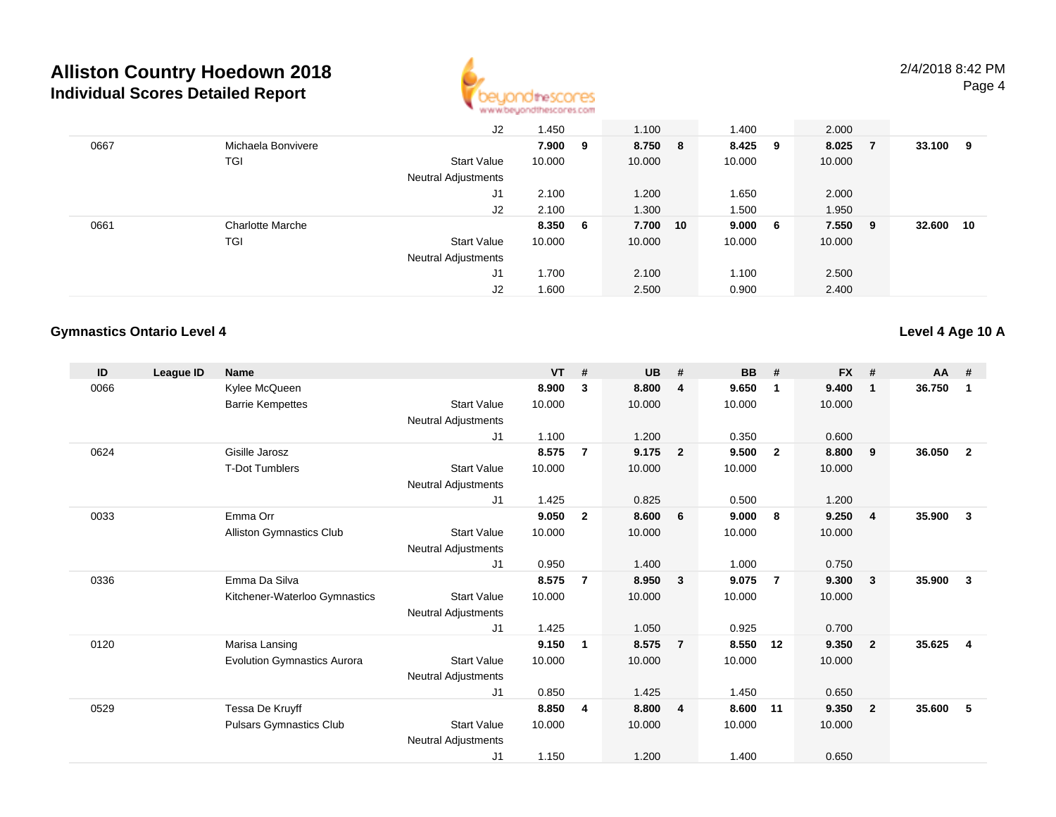# Alliston Country Hoedown 2018

## Individual Scores Detailed Report

2/4/2018 8:42 PM

| ID | League ID | Name | | VT | # | UB | # | BB | # | FX | # | AA | # |
|---|---|---|---|---|---|---|---|---|---|---|---|---|---|
| | | | J2 | 1.450 | | 1.100 | | 1.400 | | 2.000 | | | |
| 0667 | | Michaela Bonvivere | | **7.900** | **9** | **8.750** | **8** | **8.425** | **9** | **8.025** | **7** | **33.100** | **9** |
| | | TGI | Start Value | 10.000 | | 10.000 | | 10.000 | | 10.000 | | | |
| | | | Neutral Adjustments | | | | | | | | | | |
| | | | J1 | 2.100 | | 1.200 | | 1.650 | | 2.000 | | | |
| | | | J2 | 2.100 | | 1.300 | | 1.500 | | 1.950 | | | |
| 0661 | | Charlotte Marche | | **8.350** | **6** | **7.700** | **10** | **9.000** | **6** | **7.550** | **9** | **32.600** | **10** |
| | | TGI | Start Value | 10.000 | | 10.000 | | 10.000 | | 10.000 | | | |
| | | | Neutral Adjustments | | | | | | | | | | |
| | | | J1 | 1.700 | | 2.100 | | 1.100 | | 2.500 | | | |
| | | | J2 | 1.600 | | 2.500 | | 0.900 | | 2.400 | | | |

### Gymnastics Ontario Level 4

**Level 4 Age 10 A**

| ID | League ID | Name | | VT | # | UB | # | BB | # | FX | # | AA | # |
|---|---|---|---|---|---|---|---|---|---|---|---|---|---|
| 0066 | | Kylee McQueen | | **8.900** | **3** | **8.800** | **4** | **9.650** | **1** | **9.400** | **1** | **36.750** | **1** |
| | | Barrie Kempettes | Start Value | 10.000 | | 10.000 | | 10.000 | | 10.000 | | | |
| | | | Neutral Adjustments | | | | | | | | | | |
| | | | J1 | 1.100 | | 1.200 | | 0.350 | | 0.600 | | | |
| 0624 | | Gisille Jarosz | | **8.575** | **7** | **9.175** | **2** | **9.500** | **2** | **8.800** | **9** | **36.050** | **2** |
| | | T-Dot Tumblers | Start Value | 10.000 | | 10.000 | | 10.000 | | 10.000 | | | |
| | | | Neutral Adjustments | | | | | | | | | | |
| | | | J1 | 1.425 | | 0.825 | | 0.500 | | 1.200 | | | |
| 0033 | | Emma Orr | | **9.050** | **2** | **8.600** | **6** | **9.000** | **8** | **9.250** | **4** | **35.900** | **3** |
| | | Alliston Gymnastics Club | Start Value | 10.000 | | 10.000 | | 10.000 | | 10.000 | | | |
| | | | Neutral Adjustments | | | | | | | | | | |
| | | | J1 | 0.950 | | 1.400 | | 1.000 | | 0.750 | | | |
| 0336 | | Emma Da Silva | | **8.575** | **7** | **8.950** | **3** | **9.075** | **7** | **9.300** | **3** | **35.900** | **3** |
| | | Kitchener-Waterloo Gymnastics | Start Value | 10.000 | | 10.000 | | 10.000 | | 10.000 | | | |
| | | | Neutral Adjustments | | | | | | | | | | |
| | | | J1 | 1.425 | | 1.050 | | 0.925 | | 0.700 | | | |
| 0120 | | Marisa Lansing | | **9.150** | **1** | **8.575** | **7** | **8.550** | **12** | **9.350** | **2** | **35.625** | **4** |
| | | Evolution Gymnastics Aurora | Start Value | 10.000 | | 10.000 | | 10.000 | | 10.000 | | | |
| | | | Neutral Adjustments | | | | | | | | | | |
| | | | J1 | 0.850 | | 1.425 | | 1.450 | | 0.650 | | | |
| 0529 | | Tessa De Kruyff | | **8.850** | **4** | **8.800** | **4** | **8.600** | **11** | **9.350** | **2** | **35.600** | **5** |
| | | Pulsars Gymnastics Club | Start Value | 10.000 | | 10.000 | | 10.000 | | 10.000 | | | |
| | | | Neutral Adjustments | | | | | | | | | | |
| | | | J1 | 1.150 | | 1.200 | | 1.400 | | 0.650 | | | |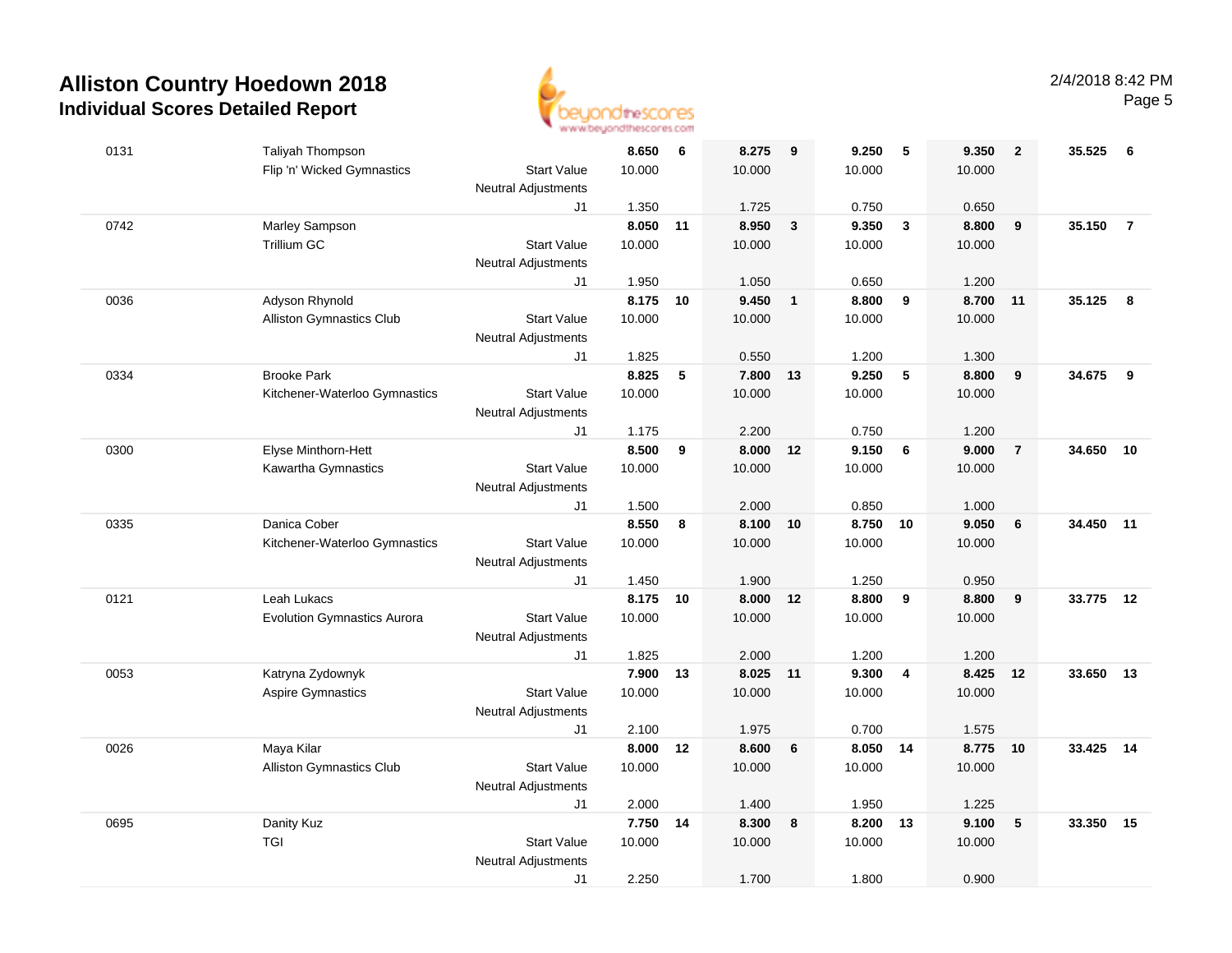# Alliston Country Hoedown 2018
## Individual Scores Detailed Report

| # | Name / Club | | Vault | Rank | Bars | Rank | Beam | Rank | Floor | Rank | AA | Rank |
|---|---|---|---|---|---|---|---|---|---|---|---|---|
| 0131 | Taliyah Thompson | | **8.650** | **6** | **8.275** | **9** | **9.250** | **5** | **9.350** | **2** | **35.525** | **6** |
| | Flip 'n' Wicked Gymnastics | Start Value | 10.000 | | 10.000 | | 10.000 | | 10.000 | | | |
| | | Neutral Adjustments | | | | | | | | | | |
| | | J1 | 1.350 | | 1.725 | | 0.750 | | 0.650 | | | |
| 0742 | Marley Sampson | | **8.050** | **11** | **8.950** | **3** | **9.350** | **3** | **8.800** | **9** | **35.150** | **7** |
| | Trillium GC | Start Value | 10.000 | | 10.000 | | 10.000 | | 10.000 | | | |
| | | Neutral Adjustments | | | | | | | | | | |
| | | J1 | 1.950 | | 1.050 | | 0.650 | | 1.200 | | | |
| 0036 | Adyson Rhynold | | **8.175** | **10** | **9.450** | **1** | **8.800** | **9** | **8.700** | **11** | **35.125** | **8** |
| | Alliston Gymnastics Club | Start Value | 10.000 | | 10.000 | | 10.000 | | 10.000 | | | |
| | | Neutral Adjustments | | | | | | | | | | |
| | | J1 | 1.825 | | 0.550 | | 1.200 | | 1.300 | | | |
| 0334 | Brooke Park | | **8.825** | **5** | **7.800** | **13** | **9.250** | **5** | **8.800** | **9** | **34.675** | **9** |
| | Kitchener-Waterloo Gymnastics | Start Value | 10.000 | | 10.000 | | 10.000 | | 10.000 | | | |
| | | Neutral Adjustments | | | | | | | | | | |
| | | J1 | 1.175 | | 2.200 | | 0.750 | | 1.200 | | | |
| 0300 | Elyse Minthorn-Hett | | **8.500** | **9** | **8.000** | **12** | **9.150** | **6** | **9.000** | **7** | **34.650** | **10** |
| | Kawartha Gymnastics | Start Value | 10.000 | | 10.000 | | 10.000 | | 10.000 | | | |
| | | Neutral Adjustments | | | | | | | | | | |
| | | J1 | 1.500 | | 2.000 | | 0.850 | | 1.000 | | | |
| 0335 | Danica Cober | | **8.550** | **8** | **8.100** | **10** | **8.750** | **10** | **9.050** | **6** | **34.450** | **11** |
| | Kitchener-Waterloo Gymnastics | Start Value | 10.000 | | 10.000 | | 10.000 | | 10.000 | | | |
| | | Neutral Adjustments | | | | | | | | | | |
| | | J1 | 1.450 | | 1.900 | | 1.250 | | 0.950 | | | |
| 0121 | Leah Lukacs | | **8.175** | **10** | **8.000** | **12** | **8.800** | **9** | **8.800** | **9** | **33.775** | **12** |
| | Evolution Gymnastics Aurora | Start Value | 10.000 | | 10.000 | | 10.000 | | 10.000 | | | |
| | | Neutral Adjustments | | | | | | | | | | |
| | | J1 | 1.825 | | 2.000 | | 1.200 | | 1.200 | | | |
| 0053 | Katryna Zydownyk | | **7.900** | **13** | **8.025** | **11** | **9.300** | **4** | **8.425** | **12** | **33.650** | **13** |
| | Aspire Gymnastics | Start Value | 10.000 | | 10.000 | | 10.000 | | 10.000 | | | |
| | | Neutral Adjustments | | | | | | | | | | |
| | | J1 | 2.100 | | 1.975 | | 0.700 | | 1.575 | | | |
| 0026 | Maya Kilar | | **8.000** | **12** | **8.600** | **6** | **8.050** | **14** | **8.775** | **10** | **33.425** | **14** |
| | Alliston Gymnastics Club | Start Value | 10.000 | | 10.000 | | 10.000 | | 10.000 | | | |
| | | Neutral Adjustments | | | | | | | | | | |
| | | J1 | 2.000 | | 1.400 | | 1.950 | | 1.225 | | | |
| 0695 | Danity Kuz | | **7.750** | **14** | **8.300** | **8** | **8.200** | **13** | **9.100** | **5** | **33.350** | **15** |
| | TGI | Start Value | 10.000 | | 10.000 | | 10.000 | | 10.000 | | | |
| | | Neutral Adjustments | | | | | | | | | | |
| | | J1 | 2.250 | | 1.700 | | 1.800 | | 0.900 | | | |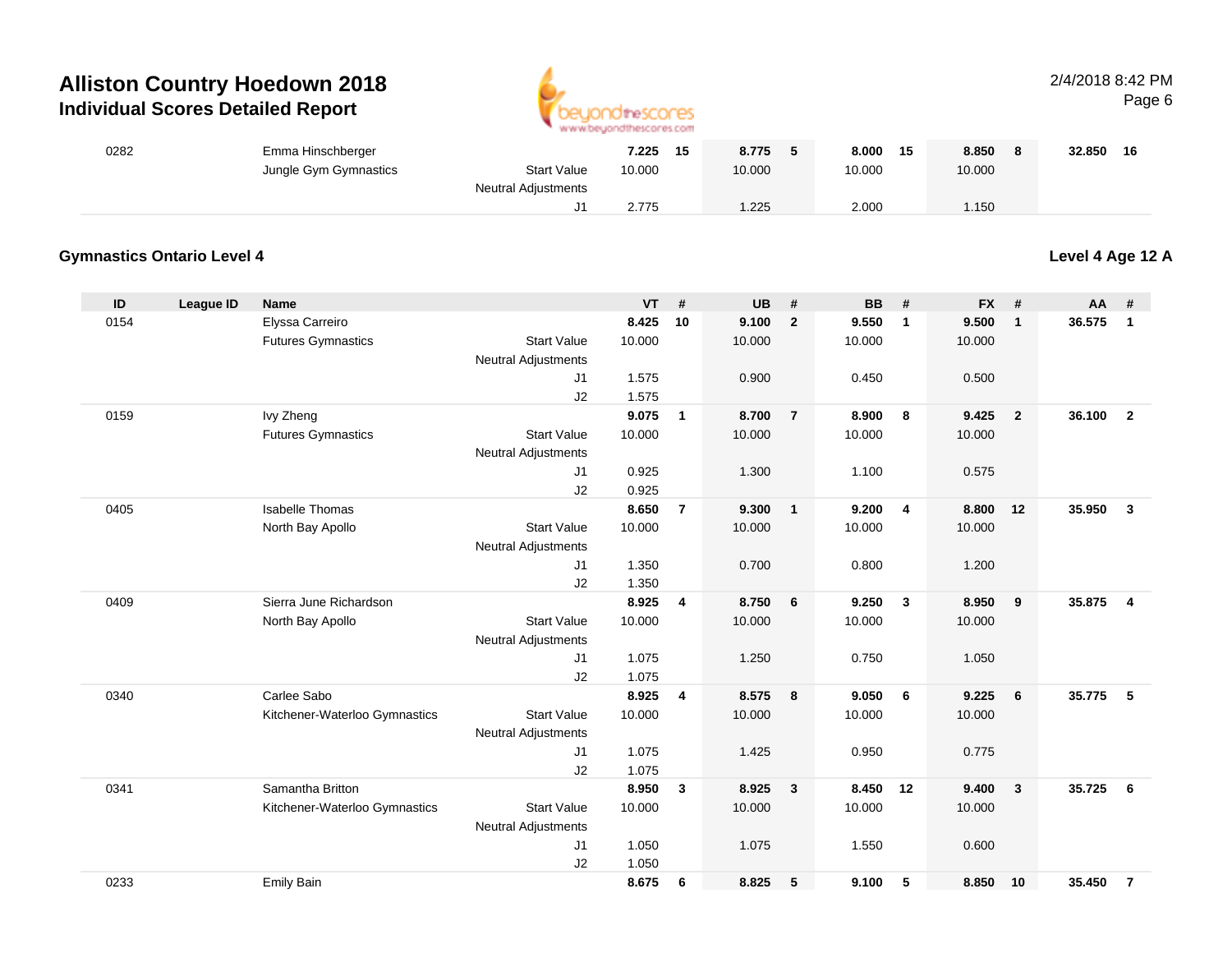# Alliston Country Hoedown 2018

## Individual Scores Detailed Report

2/4/2018 8:42 PM

| ID | League ID | Name | | VT | # | UB | # | BB | # | FX | # | AA | # |
|---|---|---|---|---|---|---|---|---|---|---|---|---|---|
| 0282 | | Emma Hinschberger | | 7.225 | 15 | 8.775 | 5 | 8.000 | 15 | 8.850 | 8 | 32.850 | 16 |
| | | Jungle Gym Gymnastics | Start Value | 10.000 | | 10.000 | | 10.000 | | 10.000 | | | |
| | | | Neutral Adjustments | | | | | | | | | | |
| | | | J1 | 2.775 | | 1.225 | | 2.000 | | 1.150 | | | |

### Gymnastics Ontario Level 4

**Level 4 Age 12 A**

| ID | League ID | Name | | VT | # | UB | # | BB | # | FX | # | AA | # |
|---|---|---|---|---|---|---|---|---|---|---|---|---|---|
| 0154 | | Elyssa Carreiro | | 8.425 | 10 | 9.100 | 2 | 9.550 | 1 | 9.500 | 1 | 36.575 | 1 |
| | | Futures Gymnastics | Start Value | 10.000 | | 10.000 | | 10.000 | | 10.000 | | | |
| | | | Neutral Adjustments | | | | | | | | | | |
| | | | J1 | 1.575 | | 0.900 | | 0.450 | | 0.500 | | | |
| | | | J2 | 1.575 | | | | | | | | | |
| 0159 | | Ivy Zheng | | 9.075 | 1 | 8.700 | 7 | 8.900 | 8 | 9.425 | 2 | 36.100 | 2 |
| | | Futures Gymnastics | Start Value | 10.000 | | 10.000 | | 10.000 | | 10.000 | | | |
| | | | Neutral Adjustments | | | | | | | | | | |
| | | | J1 | 0.925 | | 1.300 | | 1.100 | | 0.575 | | | |
| | | | J2 | 0.925 | | | | | | | | | |
| 0405 | | Isabelle Thomas | | 8.650 | 7 | 9.300 | 1 | 9.200 | 4 | 8.800 | 12 | 35.950 | 3 |
| | | North Bay Apollo | Start Value | 10.000 | | 10.000 | | 10.000 | | 10.000 | | | |
| | | | Neutral Adjustments | | | | | | | | | | |
| | | | J1 | 1.350 | | 0.700 | | 0.800 | | 1.200 | | | |
| | | | J2 | 1.350 | | | | | | | | | |
| 0409 | | Sierra June Richardson | | 8.925 | 4 | 8.750 | 6 | 9.250 | 3 | 8.950 | 9 | 35.875 | 4 |
| | | North Bay Apollo | Start Value | 10.000 | | 10.000 | | 10.000 | | 10.000 | | | |
| | | | Neutral Adjustments | | | | | | | | | | |
| | | | J1 | 1.075 | | 1.250 | | 0.750 | | 1.050 | | | |
| | | | J2 | 1.075 | | | | | | | | | |
| 0340 | | Carlee Sabo | | 8.925 | 4 | 8.575 | 8 | 9.050 | 6 | 9.225 | 6 | 35.775 | 5 |
| | | Kitchener-Waterloo Gymnastics | Start Value | 10.000 | | 10.000 | | 10.000 | | 10.000 | | | |
| | | | Neutral Adjustments | | | | | | | | | | |
| | | | J1 | 1.075 | | 1.425 | | 0.950 | | 0.775 | | | |
| | | | J2 | 1.075 | | | | | | | | | |
| 0341 | | Samantha Britton | | 8.950 | 3 | 8.925 | 3 | 8.450 | 12 | 9.400 | 3 | 35.725 | 6 |
| | | Kitchener-Waterloo Gymnastics | Start Value | 10.000 | | 10.000 | | 10.000 | | 10.000 | | | |
| | | | Neutral Adjustments | | | | | | | | | | |
| | | | J1 | 1.050 | | 1.075 | | 1.550 | | 0.600 | | | |
| | | | J2 | 1.050 | | | | | | | | | |
| 0233 | | Emily Bain | | 8.675 | 6 | 8.825 | 5 | 9.100 | 5 | 8.850 | 10 | 35.450 | 7 |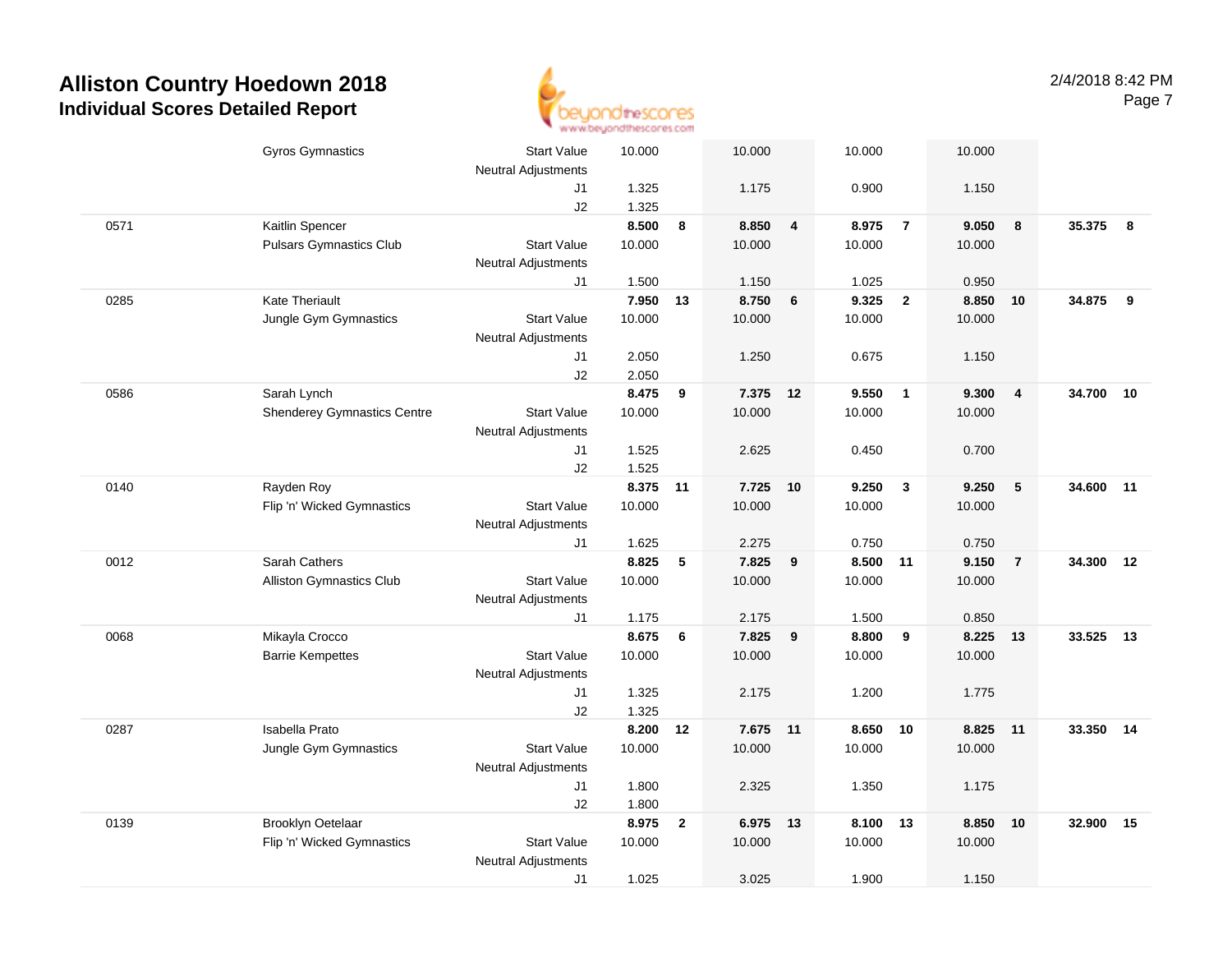# Alliston Country Hoedown 2018
## Individual Scores Detailed Report

2/4/2018 8:42 PM

| Num | Name / Club | | Vault | Rank | Bars | Rank | Beam | Rank | Floor | Rank | AA | Rank |
|---|---|---|---|---|---|---|---|---|---|---|---|---|
| | Gyros Gymnastics | Start Value | 10.000 | | 10.000 | | 10.000 | | 10.000 | | | |
| | | Neutral Adjustments | | | | | | | | | | |
| | | J1 | 1.325 | | 1.175 | | 0.900 | | 1.150 | | | |
| | | J2 | 1.325 | | | | | | | | | |
| 0571 | Kaitlin Spencer | | **8.500** | **8** | **8.850** | **4** | **8.975** | **7** | **9.050** | **8** | **35.375** | **8** |
| | Pulsars Gymnastics Club | Start Value | 10.000 | | 10.000 | | 10.000 | | 10.000 | | | |
| | | Neutral Adjustments | | | | | | | | | | |
| | | J1 | 1.500 | | 1.150 | | 1.025 | | 0.950 | | | |
| 0285 | Kate Theriault | | **7.950** | **13** | **8.750** | **6** | **9.325** | **2** | **8.850** | **10** | **34.875** | **9** |
| | Jungle Gym Gymnastics | Start Value | 10.000 | | 10.000 | | 10.000 | | 10.000 | | | |
| | | Neutral Adjustments | | | | | | | | | | |
| | | J1 | 2.050 | | 1.250 | | 0.675 | | 1.150 | | | |
| | | J2 | 2.050 | | | | | | | | | |
| 0586 | Sarah Lynch | | **8.475** | **9** | **7.375** | **12** | **9.550** | **1** | **9.300** | **4** | **34.700** | **10** |
| | Shenderey Gymnastics Centre | Start Value | 10.000 | | 10.000 | | 10.000 | | 10.000 | | | |
| | | Neutral Adjustments | | | | | | | | | | |
| | | J1 | 1.525 | | 2.625 | | 0.450 | | 0.700 | | | |
| | | J2 | 1.525 | | | | | | | | | |
| 0140 | Rayden Roy | | **8.375** | **11** | **7.725** | **10** | **9.250** | **3** | **9.250** | **5** | **34.600** | **11** |
| | Flip 'n' Wicked Gymnastics | Start Value | 10.000 | | 10.000 | | 10.000 | | 10.000 | | | |
| | | Neutral Adjustments | | | | | | | | | | |
| | | J1 | 1.625 | | 2.275 | | 0.750 | | 0.750 | | | |
| 0012 | Sarah Cathers | | **8.825** | **5** | **7.825** | **9** | **8.500** | **11** | **9.150** | **7** | **34.300** | **12** |
| | Alliston Gymnastics Club | Start Value | 10.000 | | 10.000 | | 10.000 | | 10.000 | | | |
| | | Neutral Adjustments | | | | | | | | | | |
| | | J1 | 1.175 | | 2.175 | | 1.500 | | 0.850 | | | |
| 0068 | Mikayla Crocco | | **8.675** | **6** | **7.825** | **9** | **8.800** | **9** | **8.225** | **13** | **33.525** | **13** |
| | Barrie Kempettes | Start Value | 10.000 | | 10.000 | | 10.000 | | 10.000 | | | |
| | | Neutral Adjustments | | | | | | | | | | |
| | | J1 | 1.325 | | 2.175 | | 1.200 | | 1.775 | | | |
| | | J2 | 1.325 | | | | | | | | | |
| 0287 | Isabella Prato | | **8.200** | **12** | **7.675** | **11** | **8.650** | **10** | **8.825** | **11** | **33.350** | **14** |
| | Jungle Gym Gymnastics | Start Value | 10.000 | | 10.000 | | 10.000 | | 10.000 | | | |
| | | Neutral Adjustments | | | | | | | | | | |
| | | J1 | 1.800 | | 2.325 | | 1.350 | | 1.175 | | | |
| | | J2 | 1.800 | | | | | | | | | |
| 0139 | Brooklyn Oetelaar | | **8.975** | **2** | **6.975** | **13** | **8.100** | **13** | **8.850** | **10** | **32.900** | **15** |
| | Flip 'n' Wicked Gymnastics | Start Value | 10.000 | | 10.000 | | 10.000 | | 10.000 | | | |
| | | Neutral Adjustments | | | | | | | | | | |
| | | J1 | 1.025 | | 3.025 | | 1.900 | | 1.150 | | | |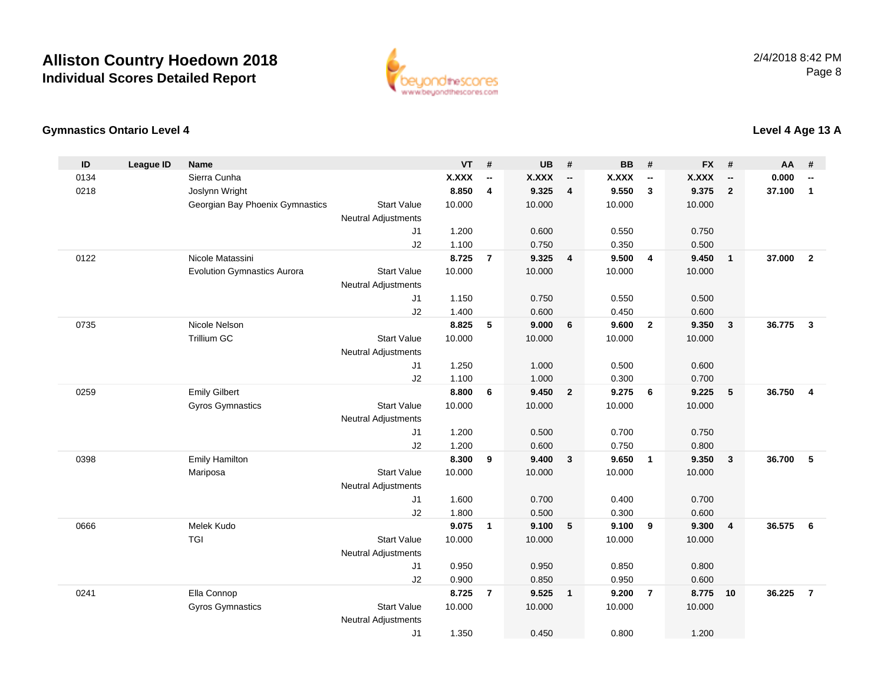# Alliston Country Hoedown 2018

## Individual Scores Detailed Report

2/4/2018 8:42 PM

### Gymnastics Ontario Level 4

### Level 4 Age 13 A

| ID | League ID | Name | | VT | # | UB | # | BB | # | FX | # | AA | # |
|---|---|---|---|---|---|---|---|---|---|---|---|---|---|
| 0134 | | Sierra Cunha | | X.XXX | -- | X.XXX | -- | X.XXX | -- | X.XXX | -- | 0.000 | -- |
| 0218 | | Joslynn Wright | | 8.850 | 4 | 9.325 | 4 | 9.550 | 3 | 9.375 | 2 | 37.100 | 1 |
| | | Georgian Bay Phoenix Gymnastics | Start Value | 10.000 | | 10.000 | | 10.000 | | 10.000 | | | |
| | | | Neutral Adjustments | | | | | | | | | | |
| | | | J1 | 1.200 | | 0.600 | | 0.550 | | 0.750 | | | |
| | | | J2 | 1.100 | | 0.750 | | 0.350 | | 0.500 | | | |
| 0122 | | Nicole Matassini | | 8.725 | 7 | 9.325 | 4 | 9.500 | 4 | 9.450 | 1 | 37.000 | 2 |
| | | Evolution Gymnastics Aurora | Start Value | 10.000 | | 10.000 | | 10.000 | | 10.000 | | | |
| | | | Neutral Adjustments | | | | | | | | | | |
| | | | J1 | 1.150 | | 0.750 | | 0.550 | | 0.500 | | | |
| | | | J2 | 1.400 | | 0.600 | | 0.450 | | 0.600 | | | |
| 0735 | | Nicole Nelson | | 8.825 | 5 | 9.000 | 6 | 9.600 | 2 | 9.350 | 3 | 36.775 | 3 |
| | | Trillium GC | Start Value | 10.000 | | 10.000 | | 10.000 | | 10.000 | | | |
| | | | Neutral Adjustments | | | | | | | | | | |
| | | | J1 | 1.250 | | 1.000 | | 0.500 | | 0.600 | | | |
| | | | J2 | 1.100 | | 1.000 | | 0.300 | | 0.700 | | | |
| 0259 | | Emily Gilbert | | 8.800 | 6 | 9.450 | 2 | 9.275 | 6 | 9.225 | 5 | 36.750 | 4 |
| | | Gyros Gymnastics | Start Value | 10.000 | | 10.000 | | 10.000 | | 10.000 | | | |
| | | | Neutral Adjustments | | | | | | | | | | |
| | | | J1 | 1.200 | | 0.500 | | 0.700 | | 0.750 | | | |
| | | | J2 | 1.200 | | 0.600 | | 0.750 | | 0.800 | | | |
| 0398 | | Emily Hamilton | | 8.300 | 9 | 9.400 | 3 | 9.650 | 1 | 9.350 | 3 | 36.700 | 5 |
| | | Mariposa | Start Value | 10.000 | | 10.000 | | 10.000 | | 10.000 | | | |
| | | | Neutral Adjustments | | | | | | | | | | |
| | | | J1 | 1.600 | | 0.700 | | 0.400 | | 0.700 | | | |
| | | | J2 | 1.800 | | 0.500 | | 0.300 | | 0.600 | | | |
| 0666 | | Melek Kudo | | 9.075 | 1 | 9.100 | 5 | 9.100 | 9 | 9.300 | 4 | 36.575 | 6 |
| | | TGI | Start Value | 10.000 | | 10.000 | | 10.000 | | 10.000 | | | |
| | | | Neutral Adjustments | | | | | | | | | | |
| | | | J1 | 0.950 | | 0.950 | | 0.850 | | 0.800 | | | |
| | | | J2 | 0.900 | | 0.850 | | 0.950 | | 0.600 | | | |
| 0241 | | Ella Connop | | 8.725 | 7 | 9.525 | 1 | 9.200 | 7 | 8.775 | 10 | 36.225 | 7 |
| | | Gyros Gymnastics | Start Value | 10.000 | | 10.000 | | 10.000 | | 10.000 | | | |
| | | | Neutral Adjustments | | | | | | | | | | |
| | | | J1 | 1.350 | | 0.450 | | 0.800 | | 1.200 | | | |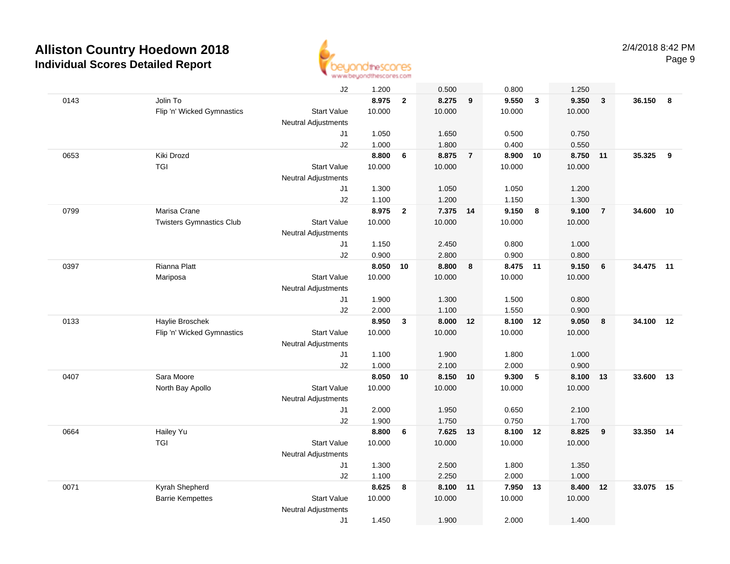# Alliston Country Hoedown 2018

## Individual Scores Detailed Report

2/4/2018 8:42 PM

| | | | | | | | | | | | | |
|---|---|---|---|---|---|---|---|---|---|---|---|---|
| | | J2 | 1.200 | | 0.500 | | 0.800 | | 1.250 | | | |
| 0143 | Jolin To | | **8.975** | **2** | **8.275** | **9** | **9.550** | **3** | **9.350** | **3** | **36.150** | **8** |
| | Flip 'n' Wicked Gymnastics | Start Value | 10.000 | | 10.000 | | 10.000 | | 10.000 | | | |
| | | Neutral Adjustments | | | | | | | | | | |
| | | J1 | 1.050 | | 1.650 | | 0.500 | | 0.750 | | | |
| | | J2 | 1.000 | | 1.800 | | 0.400 | | 0.550 | | | |
| 0653 | Kiki Drozd | | **8.800** | **6** | **8.875** | **7** | **8.900** | **10** | **8.750** | **11** | **35.325** | **9** |
| | TGI | Start Value | 10.000 | | 10.000 | | 10.000 | | 10.000 | | | |
| | | Neutral Adjustments | | | | | | | | | | |
| | | J1 | 1.300 | | 1.050 | | 1.050 | | 1.200 | | | |
| | | J2 | 1.100 | | 1.200 | | 1.150 | | 1.300 | | | |
| 0799 | Marisa Crane | | **8.975** | **2** | **7.375** | **14** | **9.150** | **8** | **9.100** | **7** | **34.600** | **10** |
| | Twisters Gymnastics Club | Start Value | 10.000 | | 10.000 | | 10.000 | | 10.000 | | | |
| | | Neutral Adjustments | | | | | | | | | | |
| | | J1 | 1.150 | | 2.450 | | 0.800 | | 1.000 | | | |
| | | J2 | 0.900 | | 2.800 | | 0.900 | | 0.800 | | | |
| 0397 | Rianna Platt | | **8.050** | **10** | **8.800** | **8** | **8.475** | **11** | **9.150** | **6** | **34.475** | **11** |
| | Mariposa | Start Value | 10.000 | | 10.000 | | 10.000 | | 10.000 | | | |
| | | Neutral Adjustments | | | | | | | | | | |
| | | J1 | 1.900 | | 1.300 | | 1.500 | | 0.800 | | | |
| | | J2 | 2.000 | | 1.100 | | 1.550 | | 0.900 | | | |
| 0133 | Haylie Broschek | | **8.950** | **3** | **8.000** | **12** | **8.100** | **12** | **9.050** | **8** | **34.100** | **12** |
| | Flip 'n' Wicked Gymnastics | Start Value | 10.000 | | 10.000 | | 10.000 | | 10.000 | | | |
| | | Neutral Adjustments | | | | | | | | | | |
| | | J1 | 1.100 | | 1.900 | | 1.800 | | 1.000 | | | |
| | | J2 | 1.000 | | 2.100 | | 2.000 | | 0.900 | | | |
| 0407 | Sara Moore | | **8.050** | **10** | **8.150** | **10** | **9.300** | **5** | **8.100** | **13** | **33.600** | **13** |
| | North Bay Apollo | Start Value | 10.000 | | 10.000 | | 10.000 | | 10.000 | | | |
| | | Neutral Adjustments | | | | | | | | | | |
| | | J1 | 2.000 | | 1.950 | | 0.650 | | 2.100 | | | |
| | | J2 | 1.900 | | 1.750 | | 0.750 | | 1.700 | | | |
| 0664 | Hailey Yu | | **8.800** | **6** | **7.625** | **13** | **8.100** | **12** | **8.825** | **9** | **33.350** | **14** |
| | TGI | Start Value | 10.000 | | 10.000 | | 10.000 | | 10.000 | | | |
| | | Neutral Adjustments | | | | | | | | | | |
| | | J1 | 1.300 | | 2.500 | | 1.800 | | 1.350 | | | |
| | | J2 | 1.100 | | 2.250 | | 2.000 | | 1.000 | | | |
| 0071 | Kyrah Shepherd | | **8.625** | **8** | **8.100** | **11** | **7.950** | **13** | **8.400** | **12** | **33.075** | **15** |
| | Barrie Kempettes | Start Value | 10.000 | | 10.000 | | 10.000 | | 10.000 | | | |
| | | Neutral Adjustments | | | | | | | | | | |
| | | J1 | 1.450 | | 1.900 | | 2.000 | | 1.400 | | | |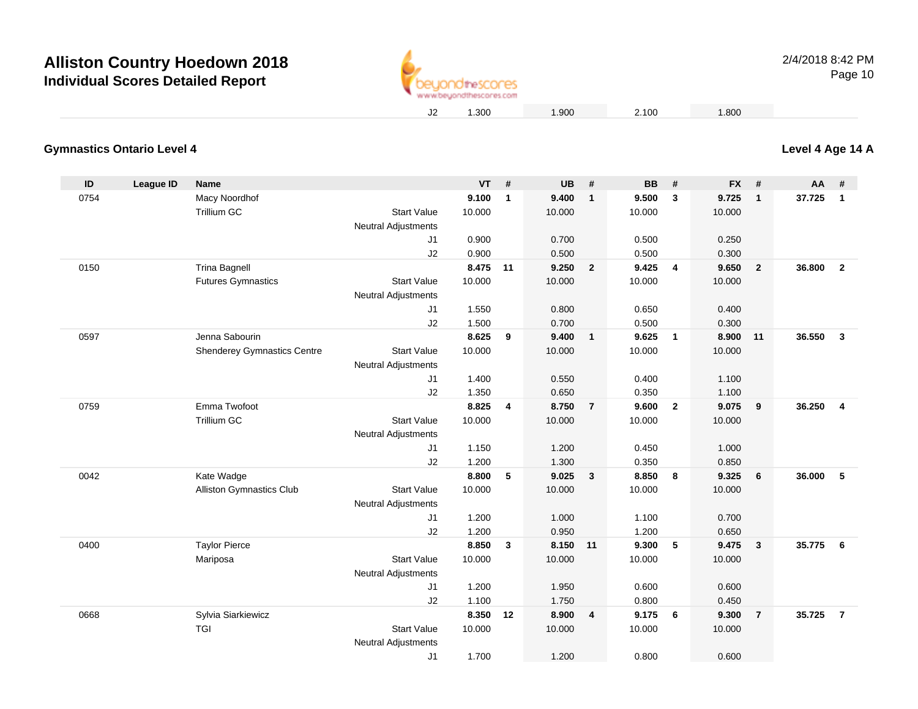# Alliston Country Hoedown 2018

## Individual Scores Detailed Report

| | VT | UB | BB | FX |
|---|---|---|---|---|
| J2 | 1.300 | 1.900 | 2.100 | 1.800 |

### Gymnastics Ontario Level 4

**Level 4 Age 14 A**

| ID | League ID | Name | | VT | # | UB | # | BB | # | FX | # | AA | # |
|---|---|---|---|---|---|---|---|---|---|---|---|---|---|
| 0754 | | Macy Noordhof | | **9.100** | **1** | **9.400** | **1** | **9.500** | **3** | **9.725** | **1** | **37.725** | **1** |
| | | Trillium GC | Start Value | 10.000 | | 10.000 | | 10.000 | | 10.000 | | | |
| | | | Neutral Adjustments | | | | | | | | | | |
| | | | J1 | 0.900 | | 0.700 | | 0.500 | | 0.250 | | | |
| | | | J2 | 0.900 | | 0.500 | | 0.500 | | 0.300 | | | |
| 0150 | | Trina Bagnell | | **8.475** | **11** | **9.250** | **2** | **9.425** | **4** | **9.650** | **2** | **36.800** | **2** |
| | | Futures Gymnastics | Start Value | 10.000 | | 10.000 | | 10.000 | | 10.000 | | | |
| | | | Neutral Adjustments | | | | | | | | | | |
| | | | J1 | 1.550 | | 0.800 | | 0.650 | | 0.400 | | | |
| | | | J2 | 1.500 | | 0.700 | | 0.500 | | 0.300 | | | |
| 0597 | | Jenna Sabourin | | **8.625** | **9** | **9.400** | **1** | **9.625** | **1** | **8.900** | **11** | **36.550** | **3** |
| | | Shenderey Gymnastics Centre | Start Value | 10.000 | | 10.000 | | 10.000 | | 10.000 | | | |
| | | | Neutral Adjustments | | | | | | | | | | |
| | | | J1 | 1.400 | | 0.550 | | 0.400 | | 1.100 | | | |
| | | | J2 | 1.350 | | 0.650 | | 0.350 | | 1.100 | | | |
| 0759 | | Emma Twofoot | | **8.825** | **4** | **8.750** | **7** | **9.600** | **2** | **9.075** | **9** | **36.250** | **4** |
| | | Trillium GC | Start Value | 10.000 | | 10.000 | | 10.000 | | 10.000 | | | |
| | | | Neutral Adjustments | | | | | | | | | | |
| | | | J1 | 1.150 | | 1.200 | | 0.450 | | 1.000 | | | |
| | | | J2 | 1.200 | | 1.300 | | 0.350 | | 0.850 | | | |
| 0042 | | Kate Wadge | | **8.800** | **5** | **9.025** | **3** | **8.850** | **8** | **9.325** | **6** | **36.000** | **5** |
| | | Alliston Gymnastics Club | Start Value | 10.000 | | 10.000 | | 10.000 | | 10.000 | | | |
| | | | Neutral Adjustments | | | | | | | | | | |
| | | | J1 | 1.200 | | 1.000 | | 1.100 | | 0.700 | | | |
| | | | J2 | 1.200 | | 0.950 | | 1.200 | | 0.650 | | | |
| 0400 | | Taylor Pierce | | **8.850** | **3** | **8.150** | **11** | **9.300** | **5** | **9.475** | **3** | **35.775** | **6** |
| | | Mariposa | Start Value | 10.000 | | 10.000 | | 10.000 | | 10.000 | | | |
| | | | Neutral Adjustments | | | | | | | | | | |
| | | | J1 | 1.200 | | 1.950 | | 0.600 | | 0.600 | | | |
| | | | J2 | 1.100 | | 1.750 | | 0.800 | | 0.450 | | | |
| 0668 | | Sylvia Siarkiewicz | | **8.350** | **12** | **8.900** | **4** | **9.175** | **6** | **9.300** | **7** | **35.725** | **7** |
| | | TGI | Start Value | 10.000 | | 10.000 | | 10.000 | | 10.000 | | | |
| | | | Neutral Adjustments | | | | | | | | | | |
| | | | J1 | 1.700 | | 1.200 | | 0.800 | | 0.600 | | | |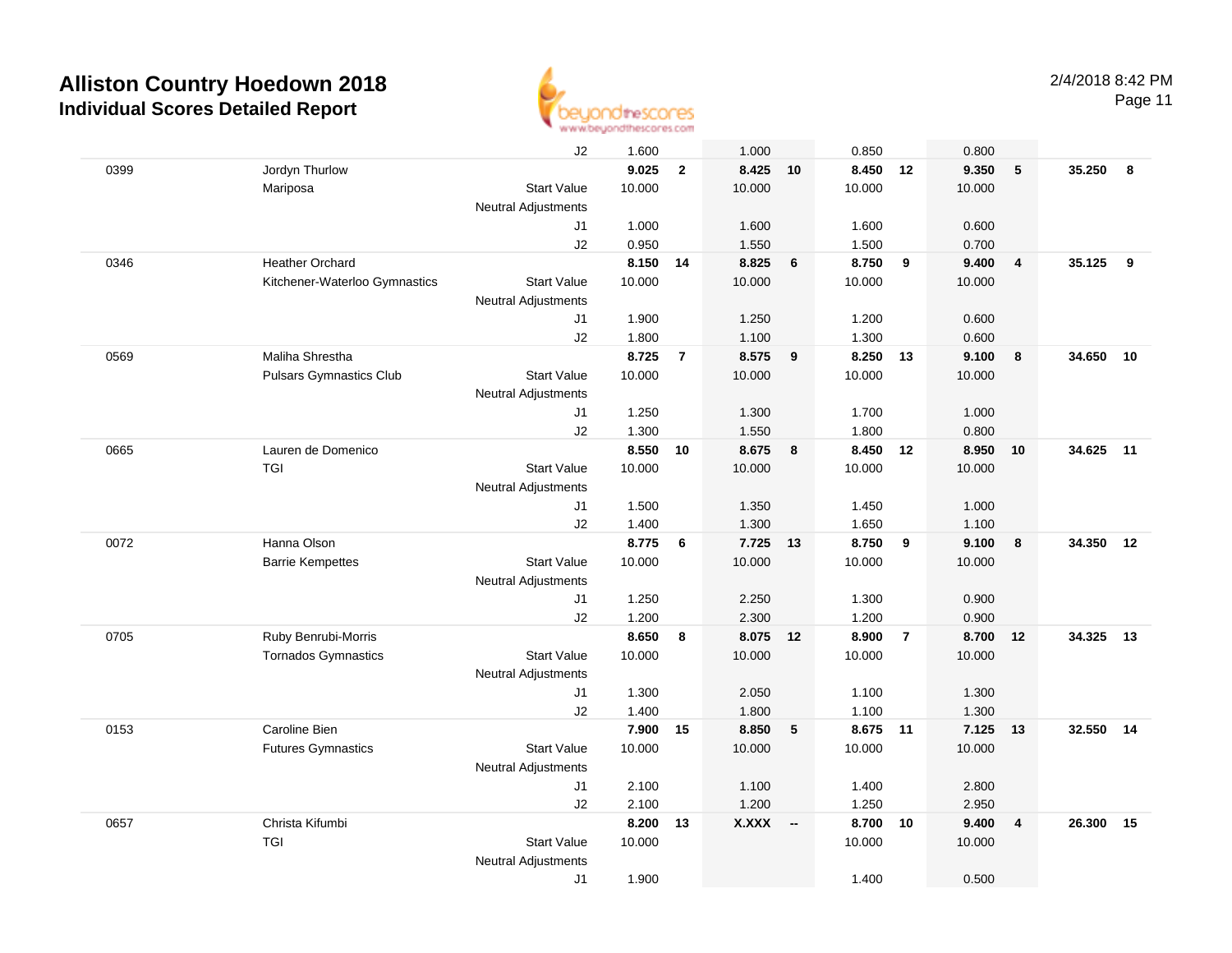# Alliston Country Hoedown 2018

## Individual Scores Detailed Report

2/4/2018 8:42 PM

| # | Name / Club | | Vault | Rank | Bars | Rank | Beam | Rank | Floor | Rank | AA | Rank |
|---|---|---|---|---|---|---|---|---|---|---|---|---|
| | | J2 | 1.600 | | 1.000 | | 0.850 | | 0.800 | | | |
| 0399 | Jordyn Thurlow | | **9.025** | **2** | **8.425** | **10** | **8.450** | **12** | **9.350** | **5** | **35.250** | **8** |
| | Mariposa | Start Value | 10.000 | | 10.000 | | 10.000 | | 10.000 | | | |
| | | Neutral Adjustments | | | | | | | | | | |
| | | J1 | 1.000 | | 1.600 | | 1.600 | | 0.600 | | | |
| | | J2 | 0.950 | | 1.550 | | 1.500 | | 0.700 | | | |
| 0346 | Heather Orchard | | **8.150** | **14** | **8.825** | **6** | **8.750** | **9** | **9.400** | **4** | **35.125** | **9** |
| | Kitchener-Waterloo Gymnastics | Start Value | 10.000 | | 10.000 | | 10.000 | | 10.000 | | | |
| | | Neutral Adjustments | | | | | | | | | | |
| | | J1 | 1.900 | | 1.250 | | 1.200 | | 0.600 | | | |
| | | J2 | 1.800 | | 1.100 | | 1.300 | | 0.600 | | | |
| 0569 | Maliha Shrestha | | **8.725** | **7** | **8.575** | **9** | **8.250** | **13** | **9.100** | **8** | **34.650** | **10** |
| | Pulsars Gymnastics Club | Start Value | 10.000 | | 10.000 | | 10.000 | | 10.000 | | | |
| | | Neutral Adjustments | | | | | | | | | | |
| | | J1 | 1.250 | | 1.300 | | 1.700 | | 1.000 | | | |
| | | J2 | 1.300 | | 1.550 | | 1.800 | | 0.800 | | | |
| 0665 | Lauren de Domenico | | **8.550** | **10** | **8.675** | **8** | **8.450** | **12** | **8.950** | **10** | **34.625** | **11** |
| | TGI | Start Value | 10.000 | | 10.000 | | 10.000 | | 10.000 | | | |
| | | Neutral Adjustments | | | | | | | | | | |
| | | J1 | 1.500 | | 1.350 | | 1.450 | | 1.000 | | | |
| | | J2 | 1.400 | | 1.300 | | 1.650 | | 1.100 | | | |
| 0072 | Hanna Olson | | **8.775** | **6** | **7.725** | **13** | **8.750** | **9** | **9.100** | **8** | **34.350** | **12** |
| | Barrie Kempettes | Start Value | 10.000 | | 10.000 | | 10.000 | | 10.000 | | | |
| | | Neutral Adjustments | | | | | | | | | | |
| | | J1 | 1.250 | | 2.250 | | 1.300 | | 0.900 | | | |
| | | J2 | 1.200 | | 2.300 | | 1.200 | | 0.900 | | | |
| 0705 | Ruby Benrubi-Morris | | **8.650** | **8** | **8.075** | **12** | **8.900** | **7** | **8.700** | **12** | **34.325** | **13** |
| | Tornados Gymnastics | Start Value | 10.000 | | 10.000 | | 10.000 | | 10.000 | | | |
| | | Neutral Adjustments | | | | | | | | | | |
| | | J1 | 1.300 | | 2.050 | | 1.100 | | 1.300 | | | |
| | | J2 | 1.400 | | 1.800 | | 1.100 | | 1.300 | | | |
| 0153 | Caroline Bien | | **7.900** | **15** | **8.850** | **5** | **8.675** | **11** | **7.125** | **13** | **32.550** | **14** |
| | Futures Gymnastics | Start Value | 10.000 | | 10.000 | | 10.000 | | 10.000 | | | |
| | | Neutral Adjustments | | | | | | | | | | |
| | | J1 | 2.100 | | 1.100 | | 1.400 | | 2.800 | | | |
| | | J2 | 2.100 | | 1.200 | | 1.250 | | 2.950 | | | |
| 0657 | Christa Kifumbi | | **8.200** | **13** | **X.XXX** | **--** | **8.700** | **10** | **9.400** | **4** | **26.300** | **15** |
| | TGI | Start Value | 10.000 | | | | 10.000 | | 10.000 | | | |
| | | Neutral Adjustments | | | | | | | | | | |
| | | J1 | 1.900 | | | | 1.400 | | 0.500 | | | |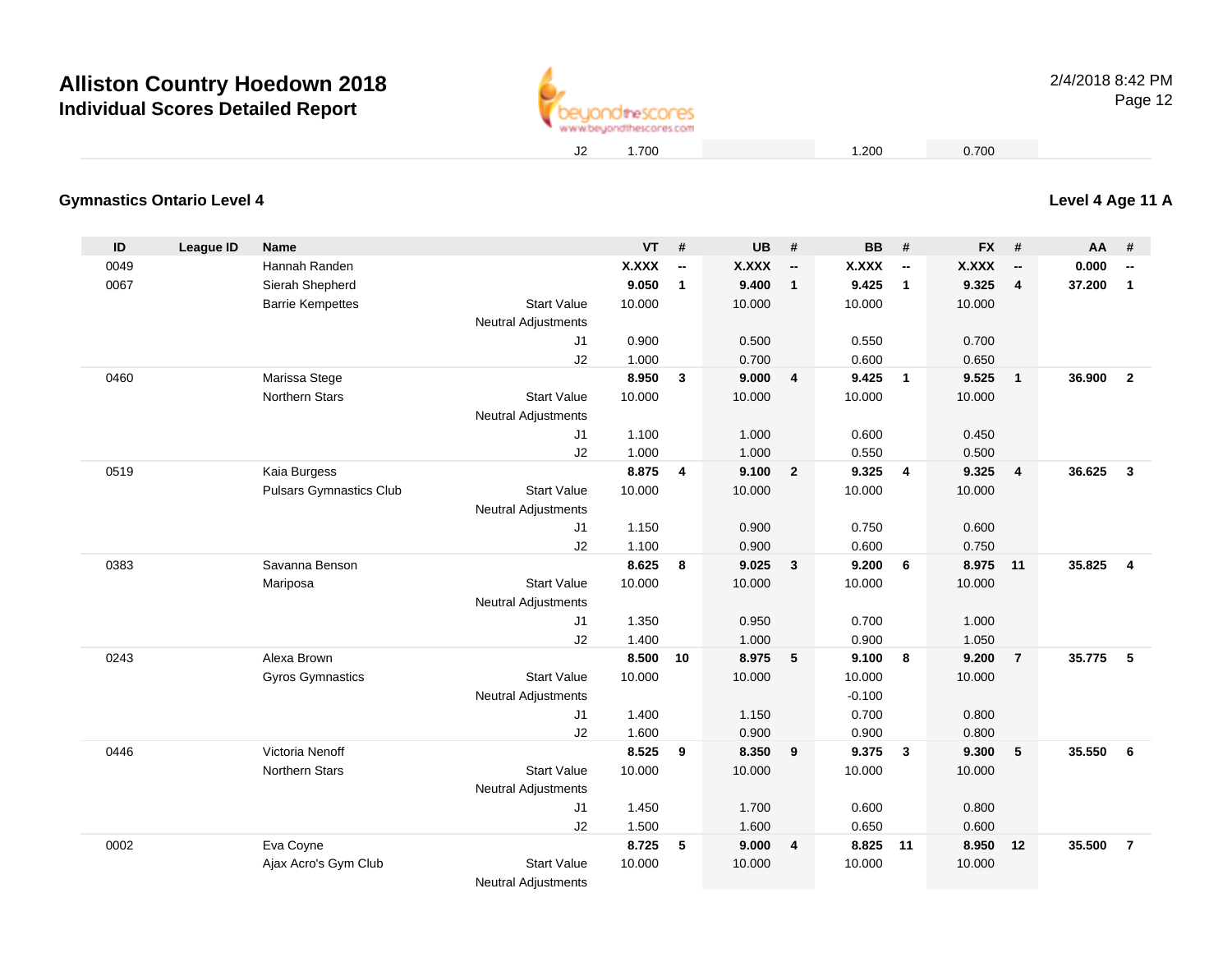# Alliston Country Hoedown 2018

## Individual Scores Detailed Report

| | | | | | | | | |
|---|---|---|---|---|---|---|---|---|
| J2 | 1.700 | | | 1.200 | | 0.700 | | |

### Gymnastics Ontario Level 4

### Level 4 Age 11 A

| ID | League ID | Name | | VT | # | UB | # | BB | # | FX | # | AA | # |
|---|---|---|---|---|---|---|---|---|---|---|---|---|---|
| 0049 | | Hannah Randen | | **X.XXX** | **--** | **X.XXX** | **--** | **X.XXX** | **--** | **X.XXX** | **--** | **0.000** | **--** |
| 0067 | | Sierah Shepherd | | **9.050** | **1** | **9.400** | **1** | **9.425** | **1** | **9.325** | **4** | **37.200** | **1** |
| | | Barrie Kempettes | Start Value | 10.000 | | 10.000 | | 10.000 | | 10.000 | | | |
| | | | Neutral Adjustments | | | | | | | | | | |
| | | | J1 | 0.900 | | 0.500 | | 0.550 | | 0.700 | | | |
| | | | J2 | 1.000 | | 0.700 | | 0.600 | | 0.650 | | | |
| 0460 | | Marissa Stege | | **8.950** | **3** | **9.000** | **4** | **9.425** | **1** | **9.525** | **1** | **36.900** | **2** |
| | | Northern Stars | Start Value | 10.000 | | 10.000 | | 10.000 | | 10.000 | | | |
| | | | Neutral Adjustments | | | | | | | | | | |
| | | | J1 | 1.100 | | 1.000 | | 0.600 | | 0.450 | | | |
| | | | J2 | 1.000 | | 1.000 | | 0.550 | | 0.500 | | | |
| 0519 | | Kaia Burgess | | **8.875** | **4** | **9.100** | **2** | **9.325** | **4** | **9.325** | **4** | **36.625** | **3** |
| | | Pulsars Gymnastics Club | Start Value | 10.000 | | 10.000 | | 10.000 | | 10.000 | | | |
| | | | Neutral Adjustments | | | | | | | | | | |
| | | | J1 | 1.150 | | 0.900 | | 0.750 | | 0.600 | | | |
| | | | J2 | 1.100 | | 0.900 | | 0.600 | | 0.750 | | | |
| 0383 | | Savanna Benson | | **8.625** | **8** | **9.025** | **3** | **9.200** | **6** | **8.975** | **11** | **35.825** | **4** |
| | | Mariposa | Start Value | 10.000 | | 10.000 | | 10.000 | | 10.000 | | | |
| | | | Neutral Adjustments | | | | | | | | | | |
| | | | J1 | 1.350 | | 0.950 | | 0.700 | | 1.000 | | | |
| | | | J2 | 1.400 | | 1.000 | | 0.900 | | 1.050 | | | |
| 0243 | | Alexa Brown | | **8.500** | **10** | **8.975** | **5** | **9.100** | **8** | **9.200** | **7** | **35.775** | **5** |
| | | Gyros Gymnastics | Start Value | 10.000 | | 10.000 | | 10.000 | | 10.000 | | | |
| | | | Neutral Adjustments | | | | | -0.100 | | | | | |
| | | | J1 | 1.400 | | 1.150 | | 0.700 | | 0.800 | | | |
| | | | J2 | 1.600 | | 0.900 | | 0.900 | | 0.800 | | | |
| 0446 | | Victoria Nenoff | | **8.525** | **9** | **8.350** | **9** | **9.375** | **3** | **9.300** | **5** | **35.550** | **6** |
| | | Northern Stars | Start Value | 10.000 | | 10.000 | | 10.000 | | 10.000 | | | |
| | | | Neutral Adjustments | | | | | | | | | | |
| | | | J1 | 1.450 | | 1.700 | | 0.600 | | 0.800 | | | |
| | | | J2 | 1.500 | | 1.600 | | 0.650 | | 0.600 | | | |
| 0002 | | Eva Coyne | | **8.725** | **5** | **9.000** | **4** | **8.825** | **11** | **8.950** | **12** | **35.500** | **7** |
| | | Ajax Acro's Gym Club | Start Value | 10.000 | | 10.000 | | 10.000 | | 10.000 | | | |
| | | | Neutral Adjustments | | | | | | | | | | |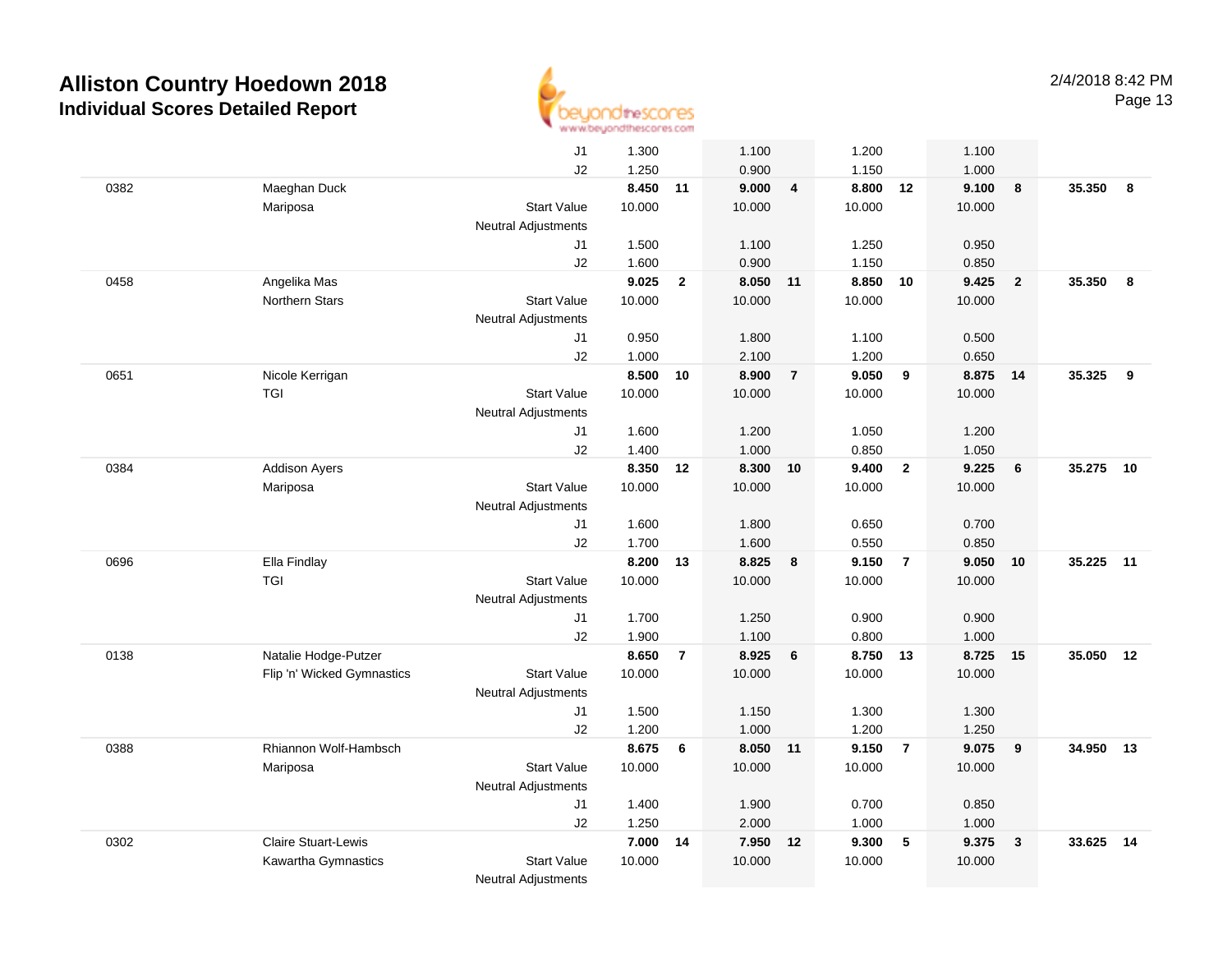# Alliston Country Hoedown 2018

## Individual Scores Detailed Report

2/4/2018 8:42 PM

| Num | Name / Club | | Score 1 | Rk | Score 2 | Rk | Score 3 | Rk | Score 4 | Rk | AA | Rk |
|---|---|---|---|---|---|---|---|---|---|---|---|---|
| | | J1 | 1.300 | | 1.100 | | 1.200 | | 1.100 | | | |
| | | J2 | 1.250 | | 0.900 | | 1.150 | | 1.000 | | | |
| 0382 | Maeghan Duck | | **8.450** | **11** | **9.000** | **4** | **8.800** | **12** | **9.100** | **8** | **35.350** | **8** |
| | Mariposa | Start Value | 10.000 | | 10.000 | | 10.000 | | 10.000 | | | |
| | | Neutral Adjustments | | | | | | | | | | |
| | | J1 | 1.500 | | 1.100 | | 1.250 | | 0.950 | | | |
| | | J2 | 1.600 | | 0.900 | | 1.150 | | 0.850 | | | |
| 0458 | Angelika Mas | | **9.025** | **2** | **8.050** | **11** | **8.850** | **10** | **9.425** | **2** | **35.350** | **8** |
| | Northern Stars | Start Value | 10.000 | | 10.000 | | 10.000 | | 10.000 | | | |
| | | Neutral Adjustments | | | | | | | | | | |
| | | J1 | 0.950 | | 1.800 | | 1.100 | | 0.500 | | | |
| | | J2 | 1.000 | | 2.100 | | 1.200 | | 0.650 | | | |
| 0651 | Nicole Kerrigan | | **8.500** | **10** | **8.900** | **7** | **9.050** | **9** | **8.875** | **14** | **35.325** | **9** |
| | TGI | Start Value | 10.000 | | 10.000 | | 10.000 | | 10.000 | | | |
| | | Neutral Adjustments | | | | | | | | | | |
| | | J1 | 1.600 | | 1.200 | | 1.050 | | 1.200 | | | |
| | | J2 | 1.400 | | 1.000 | | 0.850 | | 1.050 | | | |
| 0384 | Addison Ayers | | **8.350** | **12** | **8.300** | **10** | **9.400** | **2** | **9.225** | **6** | **35.275** | **10** |
| | Mariposa | Start Value | 10.000 | | 10.000 | | 10.000 | | 10.000 | | | |
| | | Neutral Adjustments | | | | | | | | | | |
| | | J1 | 1.600 | | 1.800 | | 0.650 | | 0.700 | | | |
| | | J2 | 1.700 | | 1.600 | | 0.550 | | 0.850 | | | |
| 0696 | Ella Findlay | | **8.200** | **13** | **8.825** | **8** | **9.150** | **7** | **9.050** | **10** | **35.225** | **11** |
| | TGI | Start Value | 10.000 | | 10.000 | | 10.000 | | 10.000 | | | |
| | | Neutral Adjustments | | | | | | | | | | |
| | | J1 | 1.700 | | 1.250 | | 0.900 | | 0.900 | | | |
| | | J2 | 1.900 | | 1.100 | | 0.800 | | 1.000 | | | |
| 0138 | Natalie Hodge-Putzer | | **8.650** | **7** | **8.925** | **6** | **8.750** | **13** | **8.725** | **15** | **35.050** | **12** |
| | Flip 'n' Wicked Gymnastics | Start Value | 10.000 | | 10.000 | | 10.000 | | 10.000 | | | |
| | | Neutral Adjustments | | | | | | | | | | |
| | | J1 | 1.500 | | 1.150 | | 1.300 | | 1.300 | | | |
| | | J2 | 1.200 | | 1.000 | | 1.200 | | 1.250 | | | |
| 0388 | Rhiannon Wolf-Hambsch | | **8.675** | **6** | **8.050** | **11** | **9.150** | **7** | **9.075** | **9** | **34.950** | **13** |
| | Mariposa | Start Value | 10.000 | | 10.000 | | 10.000 | | 10.000 | | | |
| | | Neutral Adjustments | | | | | | | | | | |
| | | J1 | 1.400 | | 1.900 | | 0.700 | | 0.850 | | | |
| | | J2 | 1.250 | | 2.000 | | 1.000 | | 1.000 | | | |
| 0302 | Claire Stuart-Lewis | | **7.000** | **14** | **7.950** | **12** | **9.300** | **5** | **9.375** | **3** | **33.625** | **14** |
| | Kawartha Gymnastics | Start Value | 10.000 | | 10.000 | | 10.000 | | 10.000 | | | |
| | | Neutral Adjustments | | | | | | | | | | |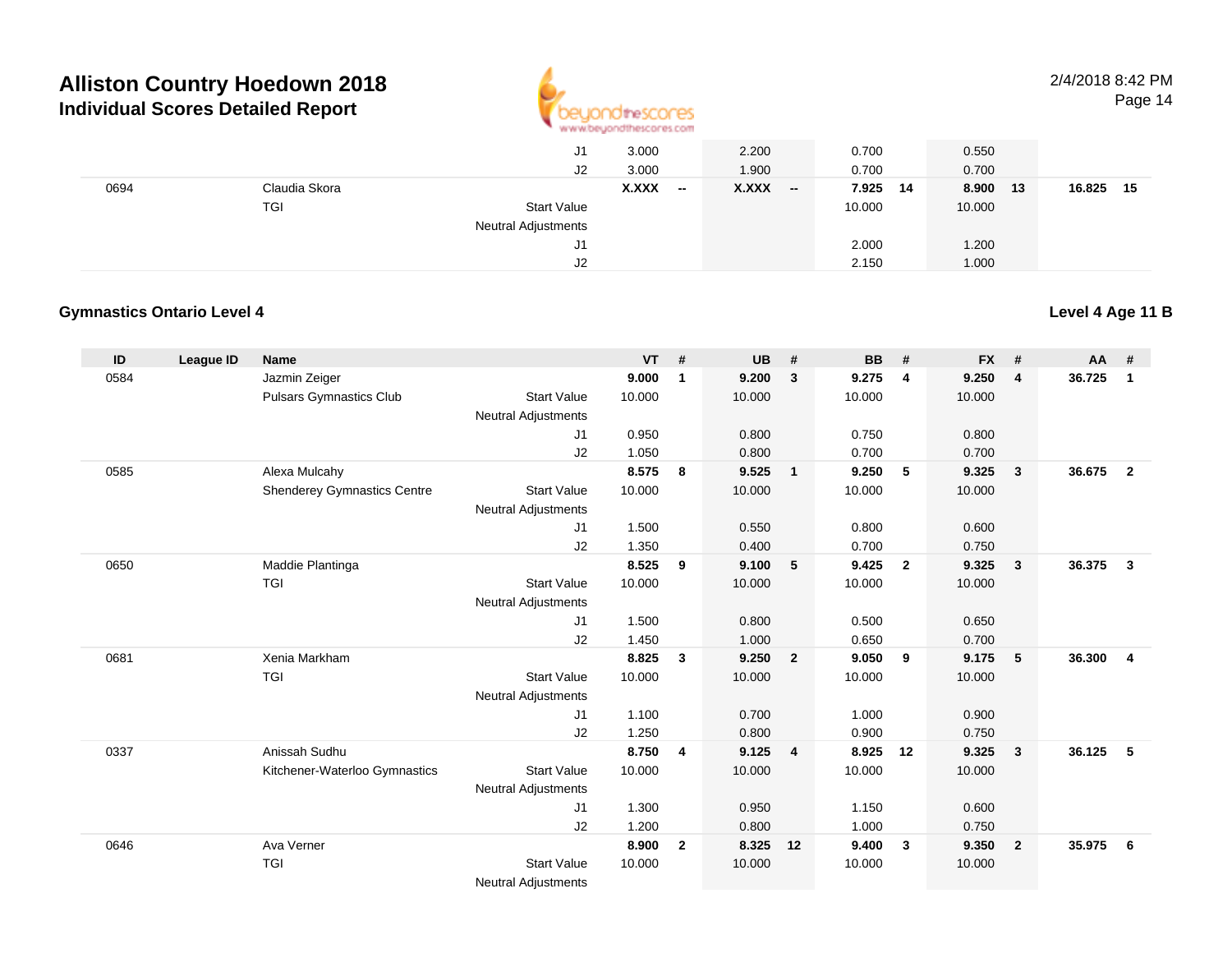| | | | | VT | # | UB | # | BB | # | FX | # | AA | # |
|---|---|---|---|---|---|---|---|---|---|---|---|---|---|
| | | | J1 | 3.000 | | 2.200 | | 0.700 | | 0.550 | | | |
| | | | J2 | 3.000 | | 1.900 | | 0.700 | | 0.700 | | | |
| 0694 | | Claudia Skora | | **X.XXX** | **--** | **X.XXX** | **--** | **7.925** | **14** | **8.900** | **13** | **16.825** | **15** |
| | | TGI | Start Value | | | | | 10.000 | | 10.000 | | | |
| | | | Neutral Adjustments | | | | | | | | | | |
| | | | J1 | | | | | 2.000 | | 1.200 | | | |
| | | | J2 | | | | | 2.150 | | 1.000 | | | |

**Gymnastics Ontario Level 4**

**Level 4 Age 11 B**

| ID | League ID | Name | | VT | # | UB | # | BB | # | FX | # | AA | # |
|---|---|---|---|---|---|---|---|---|---|---|---|---|---|
| 0584 | | Jazmin Zeiger | | **9.000** | **1** | **9.200** | **3** | **9.275** | **4** | **9.250** | **4** | **36.725** | **1** |
| | | Pulsars Gymnastics Club | Start Value | 10.000 | | 10.000 | | 10.000 | | 10.000 | | | |
| | | | Neutral Adjustments | | | | | | | | | | |
| | | | J1 | 0.950 | | 0.800 | | 0.750 | | 0.800 | | | |
| | | | J2 | 1.050 | | 0.800 | | 0.700 | | 0.700 | | | |
| 0585 | | Alexa Mulcahy | | **8.575** | **8** | **9.525** | **1** | **9.250** | **5** | **9.325** | **3** | **36.675** | **2** |
| | | Shenderey Gymnastics Centre | Start Value | 10.000 | | 10.000 | | 10.000 | | 10.000 | | | |
| | | | Neutral Adjustments | | | | | | | | | | |
| | | | J1 | 1.500 | | 0.550 | | 0.800 | | 0.600 | | | |
| | | | J2 | 1.350 | | 0.400 | | 0.700 | | 0.750 | | | |
| 0650 | | Maddie Plantinga | | **8.525** | **9** | **9.100** | **5** | **9.425** | **2** | **9.325** | **3** | **36.375** | **3** |
| | | TGI | Start Value | 10.000 | | 10.000 | | 10.000 | | 10.000 | | | |
| | | | Neutral Adjustments | | | | | | | | | | |
| | | | J1 | 1.500 | | 0.800 | | 0.500 | | 0.650 | | | |
| | | | J2 | 1.450 | | 1.000 | | 0.650 | | 0.700 | | | |
| 0681 | | Xenia Markham | | **8.825** | **3** | **9.250** | **2** | **9.050** | **9** | **9.175** | **5** | **36.300** | **4** |
| | | TGI | Start Value | 10.000 | | 10.000 | | 10.000 | | 10.000 | | | |
| | | | Neutral Adjustments | | | | | | | | | | |
| | | | J1 | 1.100 | | 0.700 | | 1.000 | | 0.900 | | | |
| | | | J2 | 1.250 | | 0.800 | | 0.900 | | 0.750 | | | |
| 0337 | | Anissah Sudhu | | **8.750** | **4** | **9.125** | **4** | **8.925** | **12** | **9.325** | **3** | **36.125** | **5** |
| | | Kitchener-Waterloo Gymnastics | Start Value | 10.000 | | 10.000 | | 10.000 | | 10.000 | | | |
| | | | Neutral Adjustments | | | | | | | | | | |
| | | | J1 | 1.300 | | 0.950 | | 1.150 | | 0.600 | | | |
| | | | J2 | 1.200 | | 0.800 | | 1.000 | | 0.750 | | | |
| 0646 | | Ava Verner | | **8.900** | **2** | **8.325** | **12** | **9.400** | **3** | **9.350** | **2** | **35.975** | **6** |
| | | TGI | Start Value | 10.000 | | 10.000 | | 10.000 | | 10.000 | | | |
| | | | Neutral Adjustments | | | | | | | | | | |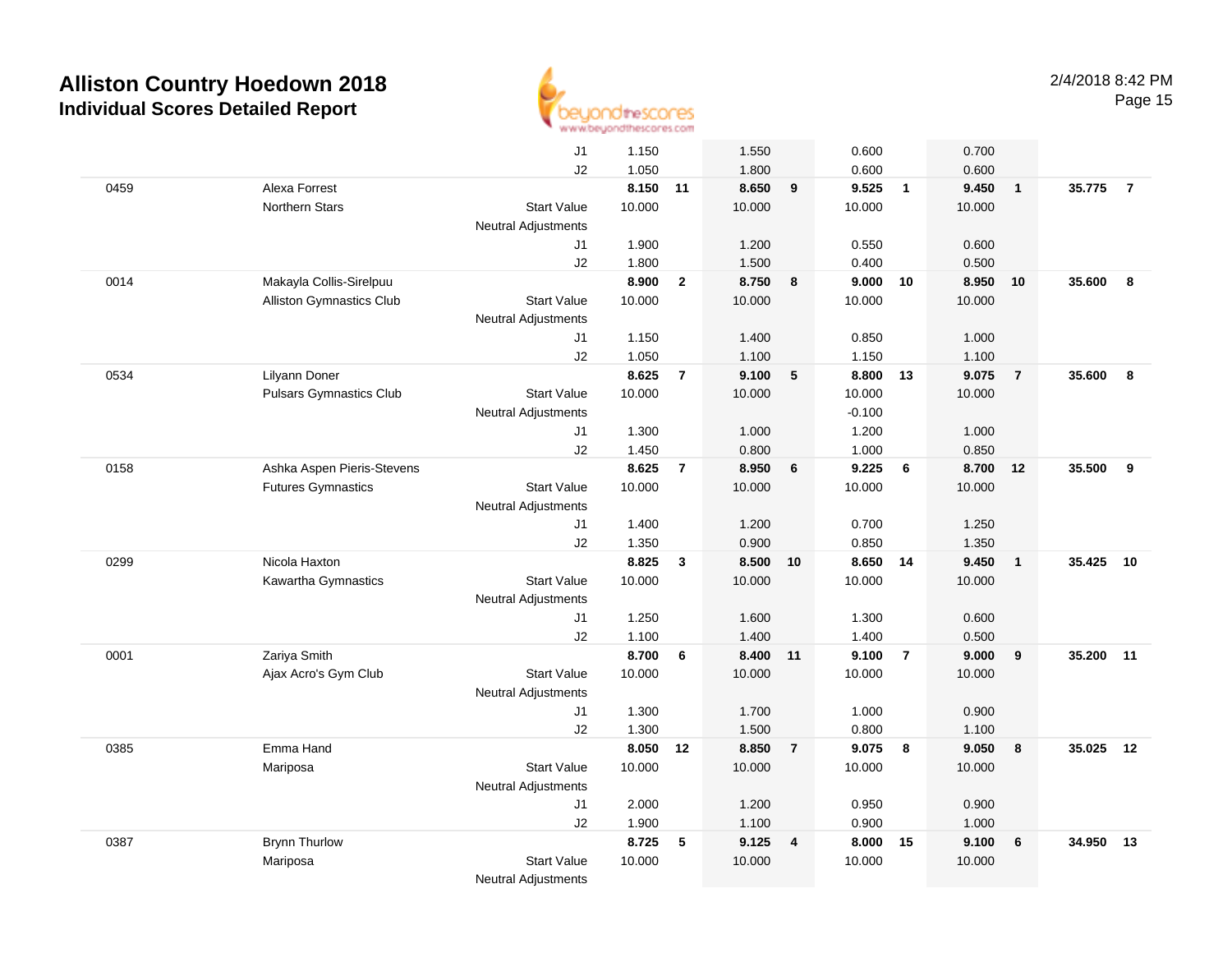# Alliston Country Hoedown 2018

## Individual Scores Detailed Report

2/4/2018 8:42 PM

| # | Name / Club | | Vault | Rank | Bars | Rank | Beam | Rank | Floor | Rank | AA | Rank |
|---|---|---|---|---|---|---|---|---|---|---|---|---|
| | | J1 | 1.150 | | 1.550 | | 0.600 | | 0.700 | | | |
| | | J2 | 1.050 | | 1.800 | | 0.600 | | 0.600 | | | |
| 0459 | Alexa Forrest | | **8.150** | **11** | **8.650** | **9** | **9.525** | **1** | **9.450** | **1** | **35.775** | **7** |
| | Northern Stars | Start Value | 10.000 | | 10.000 | | 10.000 | | 10.000 | | | |
| | | Neutral Adjustments | | | | | | | | | | |
| | | J1 | 1.900 | | 1.200 | | 0.550 | | 0.600 | | | |
| | | J2 | 1.800 | | 1.500 | | 0.400 | | 0.500 | | | |
| 0014 | Makayla Collis-Sirelpuu | | **8.900** | **2** | **8.750** | **8** | **9.000** | **10** | **8.950** | **10** | **35.600** | **8** |
| | Alliston Gymnastics Club | Start Value | 10.000 | | 10.000 | | 10.000 | | 10.000 | | | |
| | | Neutral Adjustments | | | | | | | | | | |
| | | J1 | 1.150 | | 1.400 | | 0.850 | | 1.000 | | | |
| | | J2 | 1.050 | | 1.100 | | 1.150 | | 1.100 | | | |
| 0534 | Lilyann Doner | | **8.625** | **7** | **9.100** | **5** | **8.800** | **13** | **9.075** | **7** | **35.600** | **8** |
| | Pulsars Gymnastics Club | Start Value | 10.000 | | 10.000 | | 10.000 | | 10.000 | | | |
| | | Neutral Adjustments | | | | | -0.100 | | | | | |
| | | J1 | 1.300 | | 1.000 | | 1.200 | | 1.000 | | | |
| | | J2 | 1.450 | | 0.800 | | 1.000 | | 0.850 | | | |
| 0158 | Ashka Aspen Pieris-Stevens | | **8.625** | **7** | **8.950** | **6** | **9.225** | **6** | **8.700** | **12** | **35.500** | **9** |
| | Futures Gymnastics | Start Value | 10.000 | | 10.000 | | 10.000 | | 10.000 | | | |
| | | Neutral Adjustments | | | | | | | | | | |
| | | J1 | 1.400 | | 1.200 | | 0.700 | | 1.250 | | | |
| | | J2 | 1.350 | | 0.900 | | 0.850 | | 1.350 | | | |
| 0299 | Nicola Haxton | | **8.825** | **3** | **8.500** | **10** | **8.650** | **14** | **9.450** | **1** | **35.425** | **10** |
| | Kawartha Gymnastics | Start Value | 10.000 | | 10.000 | | 10.000 | | 10.000 | | | |
| | | Neutral Adjustments | | | | | | | | | | |
| | | J1 | 1.250 | | 1.600 | | 1.300 | | 0.600 | | | |
| | | J2 | 1.100 | | 1.400 | | 1.400 | | 0.500 | | | |
| 0001 | Zariya Smith | | **8.700** | **6** | **8.400** | **11** | **9.100** | **7** | **9.000** | **9** | **35.200** | **11** |
| | Ajax Acro's Gym Club | Start Value | 10.000 | | 10.000 | | 10.000 | | 10.000 | | | |
| | | Neutral Adjustments | | | | | | | | | | |
| | | J1 | 1.300 | | 1.700 | | 1.000 | | 0.900 | | | |
| | | J2 | 1.300 | | 1.500 | | 0.800 | | 1.100 | | | |
| 0385 | Emma Hand | | **8.050** | **12** | **8.850** | **7** | **9.075** | **8** | **9.050** | **8** | **35.025** | **12** |
| | Mariposa | Start Value | 10.000 | | 10.000 | | 10.000 | | 10.000 | | | |
| | | Neutral Adjustments | | | | | | | | | | |
| | | J1 | 2.000 | | 1.200 | | 0.950 | | 0.900 | | | |
| | | J2 | 1.900 | | 1.100 | | 0.900 | | 1.000 | | | |
| 0387 | Brynn Thurlow | | **8.725** | **5** | **9.125** | **4** | **8.000** | **15** | **9.100** | **6** | **34.950** | **13** |
| | Mariposa | Start Value | 10.000 | | 10.000 | | 10.000 | | 10.000 | | | |
| | | Neutral Adjustments | | | | | | | | | | |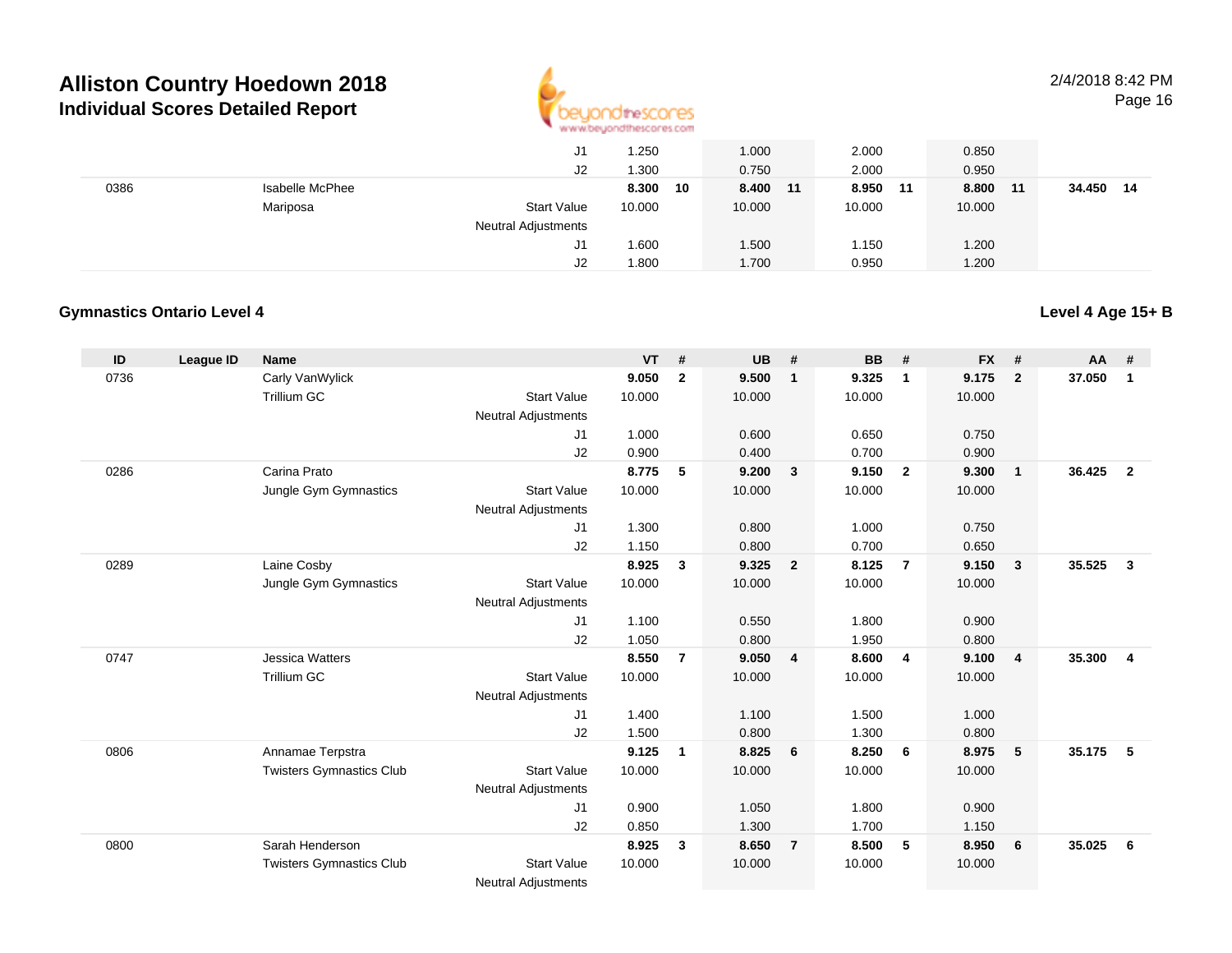# Alliston Country Hoedown 2018

## Individual Scores Detailed Report

2/4/2018 8:42 PM

| ID | League ID | Name | | VT | # | UB | # | BB | # | FX | # | AA | # |
|---|---|---|---|---|---|---|---|---|---|---|---|---|---|
| | | | J1 | 1.250 | | 1.000 | | 2.000 | | 0.850 | | | |
| | | | J2 | 1.300 | | 0.750 | | 2.000 | | 0.950 | | | |
| 0386 | | Isabelle McPhee | | **8.300** | **10** | **8.400** | **11** | **8.950** | **11** | **8.800** | **11** | **34.450** | **14** |
| | | Mariposa | Start Value | 10.000 | | 10.000 | | 10.000 | | 10.000 | | | |
| | | | Neutral Adjustments | | | | | | | | | | |
| | | | J1 | 1.600 | | 1.500 | | 1.150 | | 1.200 | | | |
| | | | J2 | 1.800 | | 1.700 | | 0.950 | | 1.200 | | | |

### Gymnastics Ontario Level 4

**Level 4 Age 15+ B**

| ID | League ID | Name | | VT | # | UB | # | BB | # | FX | # | AA | # |
|---|---|---|---|---|---|---|---|---|---|---|---|---|---|
| 0736 | | Carly VanWylick | | **9.050** | **2** | **9.500** | **1** | **9.325** | **1** | **9.175** | **2** | **37.050** | **1** |
| | | Trillium GC | Start Value | 10.000 | | 10.000 | | 10.000 | | 10.000 | | | |
| | | | Neutral Adjustments | | | | | | | | | | |
| | | | J1 | 1.000 | | 0.600 | | 0.650 | | 0.750 | | | |
| | | | J2 | 0.900 | | 0.400 | | 0.700 | | 0.900 | | | |
| 0286 | | Carina Prato | | **8.775** | **5** | **9.200** | **3** | **9.150** | **2** | **9.300** | **1** | **36.425** | **2** |
| | | Jungle Gym Gymnastics | Start Value | 10.000 | | 10.000 | | 10.000 | | 10.000 | | | |
| | | | Neutral Adjustments | | | | | | | | | | |
| | | | J1 | 1.300 | | 0.800 | | 1.000 | | 0.750 | | | |
| | | | J2 | 1.150 | | 0.800 | | 0.700 | | 0.650 | | | |
| 0289 | | Laine Cosby | | **8.925** | **3** | **9.325** | **2** | **8.125** | **7** | **9.150** | **3** | **35.525** | **3** |
| | | Jungle Gym Gymnastics | Start Value | 10.000 | | 10.000 | | 10.000 | | 10.000 | | | |
| | | | Neutral Adjustments | | | | | | | | | | |
| | | | J1 | 1.100 | | 0.550 | | 1.800 | | 0.900 | | | |
| | | | J2 | 1.050 | | 0.800 | | 1.950 | | 0.800 | | | |
| 0747 | | Jessica Watters | | **8.550** | **7** | **9.050** | **4** | **8.600** | **4** | **9.100** | **4** | **35.300** | **4** |
| | | Trillium GC | Start Value | 10.000 | | 10.000 | | 10.000 | | 10.000 | | | |
| | | | Neutral Adjustments | | | | | | | | | | |
| | | | J1 | 1.400 | | 1.100 | | 1.500 | | 1.000 | | | |
| | | | J2 | 1.500 | | 0.800 | | 1.300 | | 0.800 | | | |
| 0806 | | Annamae Terpstra | | **9.125** | **1** | **8.825** | **6** | **8.250** | **6** | **8.975** | **5** | **35.175** | **5** |
| | | Twisters Gymnastics Club | Start Value | 10.000 | | 10.000 | | 10.000 | | 10.000 | | | |
| | | | Neutral Adjustments | | | | | | | | | | |
| | | | J1 | 0.900 | | 1.050 | | 1.800 | | 0.900 | | | |
| | | | J2 | 0.850 | | 1.300 | | 1.700 | | 1.150 | | | |
| 0800 | | Sarah Henderson | | **8.925** | **3** | **8.650** | **7** | **8.500** | **5** | **8.950** | **6** | **35.025** | **6** |
| | | Twisters Gymnastics Club | Start Value | 10.000 | | 10.000 | | 10.000 | | 10.000 | | | |
| | | | Neutral Adjustments | | | | | | | | | | |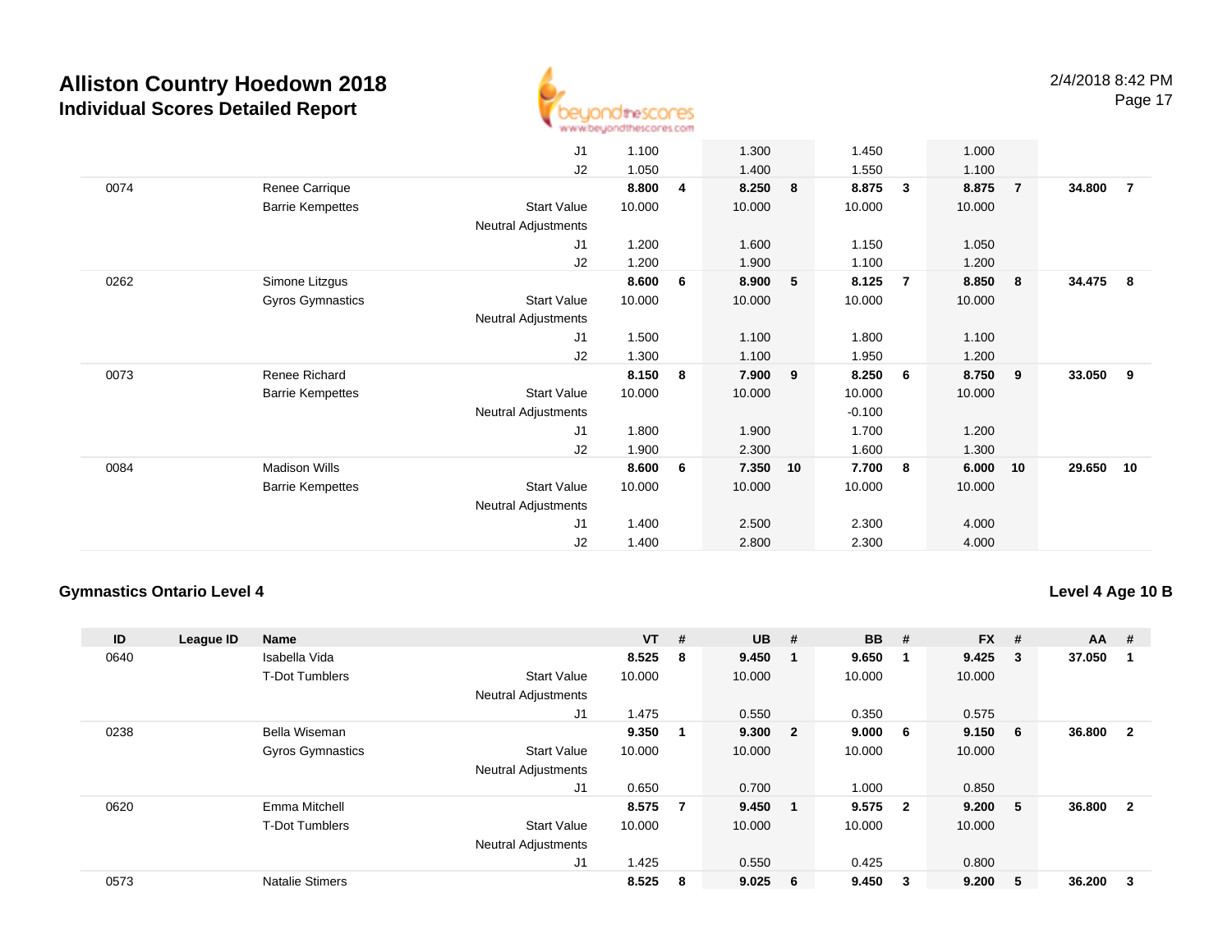# Alliston Country Hoedown 2018

## Individual Scores Detailed Report

2/4/2018 8:42 PM

| ID | League ID | Name | | VT | # | UB | # | BB | # | FX | # | AA | # |
|---|---|---|---|---|---|---|---|---|---|---|---|---|---|
| | | | J1 | 1.100 | | 1.300 | | 1.450 | | 1.000 | | | |
| | | | J2 | 1.050 | | 1.400 | | 1.550 | | 1.100 | | | |
| 0074 | | Renee Carrique | | **8.800** | **4** | **8.250** | **8** | **8.875** | **3** | **8.875** | **7** | **34.800** | **7** |
| | | Barrie Kempettes | Start Value | 10.000 | | 10.000 | | 10.000 | | 10.000 | | | |
| | | | Neutral Adjustments | | | | | | | | | | |
| | | | J1 | 1.200 | | 1.600 | | 1.150 | | 1.050 | | | |
| | | | J2 | 1.200 | | 1.900 | | 1.100 | | 1.200 | | | |
| 0262 | | Simone Litzgus | | **8.600** | **6** | **8.900** | **5** | **8.125** | **7** | **8.850** | **8** | **34.475** | **8** |
| | | Gyros Gymnastics | Start Value | 10.000 | | 10.000 | | 10.000 | | 10.000 | | | |
| | | | Neutral Adjustments | | | | | | | | | | |
| | | | J1 | 1.500 | | 1.100 | | 1.800 | | 1.100 | | | |
| | | | J2 | 1.300 | | 1.100 | | 1.950 | | 1.200 | | | |
| 0073 | | Renee Richard | | **8.150** | **8** | **7.900** | **9** | **8.250** | **6** | **8.750** | **9** | **33.050** | **9** |
| | | Barrie Kempettes | Start Value | 10.000 | | 10.000 | | 10.000 | | 10.000 | | | |
| | | | Neutral Adjustments | | | | | -0.100 | | | | | |
| | | | J1 | 1.800 | | 1.900 | | 1.700 | | 1.200 | | | |
| | | | J2 | 1.900 | | 2.300 | | 1.600 | | 1.300 | | | |
| 0084 | | Madison Wills | | **8.600** | **6** | **7.350** | **10** | **7.700** | **8** | **6.000** | **10** | **29.650** | **10** |
| | | Barrie Kempettes | Start Value | 10.000 | | 10.000 | | 10.000 | | 10.000 | | | |
| | | | Neutral Adjustments | | | | | | | | | | |
| | | | J1 | 1.400 | | 2.500 | | 2.300 | | 4.000 | | | |
| | | | J2 | 1.400 | | 2.800 | | 2.300 | | 4.000 | | | |

### Gymnastics Ontario Level 4

**Level 4 Age 10 B**

| ID | League ID | Name | | VT | # | UB | # | BB | # | FX | # | AA | # |
|---|---|---|---|---|---|---|---|---|---|---|---|---|---|
| 0640 | | Isabella Vida | | **8.525** | **8** | **9.450** | **1** | **9.650** | **1** | **9.425** | **3** | **37.050** | **1** |
| | | T-Dot Tumblers | Start Value | 10.000 | | 10.000 | | 10.000 | | 10.000 | | | |
| | | | Neutral Adjustments | | | | | | | | | | |
| | | | J1 | 1.475 | | 0.550 | | 0.350 | | 0.575 | | | |
| 0238 | | Bella Wiseman | | **9.350** | **1** | **9.300** | **2** | **9.000** | **6** | **9.150** | **6** | **36.800** | **2** |
| | | Gyros Gymnastics | Start Value | 10.000 | | 10.000 | | 10.000 | | 10.000 | | | |
| | | | Neutral Adjustments | | | | | | | | | | |
| | | | J1 | 0.650 | | 0.700 | | 1.000 | | 0.850 | | | |
| 0620 | | Emma Mitchell | | **8.575** | **7** | **9.450** | **1** | **9.575** | **2** | **9.200** | **5** | **36.800** | **2** |
| | | T-Dot Tumblers | Start Value | 10.000 | | 10.000 | | 10.000 | | 10.000 | | | |
| | | | Neutral Adjustments | | | | | | | | | | |
| | | | J1 | 1.425 | | 0.550 | | 0.425 | | 0.800 | | | |
| 0573 | | Natalie Stimers | | **8.525** | **8** | **9.025** | **6** | **9.450** | **3** | **9.200** | **5** | **36.200** | **3** |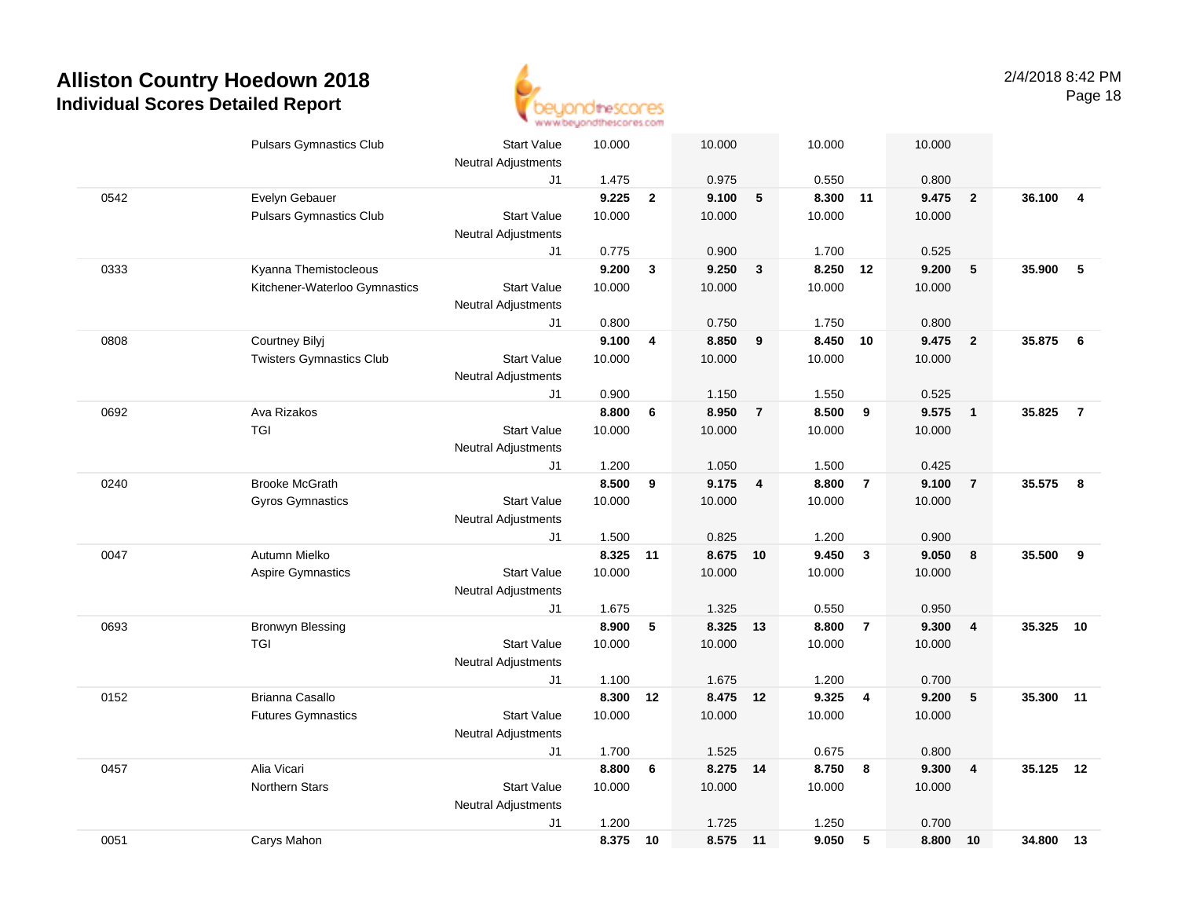# Alliston Country Hoedown 2018

## Individual Scores Detailed Report

| # | Name / Club | | Score | Rank | Score | Rank | Score | Rank | Score | Rank | AA | Rank |
|---|---|---|---|---|---|---|---|---|---|---|---|---|
| | Pulsars Gymnastics Club | Start Value | 10.000 | | 10.000 | | 10.000 | | 10.000 | | | |
| | | Neutral Adjustments | | | | | | | | | | |
| | | J1 | 1.475 | | 0.975 | | 0.550 | | 0.800 | | | |
| 0542 | Evelyn Gebauer | | **9.225** | **2** | **9.100** | **5** | **8.300** | **11** | **9.475** | **2** | **36.100** | **4** |
| | Pulsars Gymnastics Club | Start Value | 10.000 | | 10.000 | | 10.000 | | 10.000 | | | |
| | | Neutral Adjustments | | | | | | | | | | |
| | | J1 | 0.775 | | 0.900 | | 1.700 | | 0.525 | | | |
| 0333 | Kyanna Themistocleous | | **9.200** | **3** | **9.250** | **3** | **8.250** | **12** | **9.200** | **5** | **35.900** | **5** |
| | Kitchener-Waterloo Gymnastics | Start Value | 10.000 | | 10.000 | | 10.000 | | 10.000 | | | |
| | | Neutral Adjustments | | | | | | | | | | |
| | | J1 | 0.800 | | 0.750 | | 1.750 | | 0.800 | | | |
| 0808 | Courtney Bilyj | | **9.100** | **4** | **8.850** | **9** | **8.450** | **10** | **9.475** | **2** | **35.875** | **6** |
| | Twisters Gymnastics Club | Start Value | 10.000 | | 10.000 | | 10.000 | | 10.000 | | | |
| | | Neutral Adjustments | | | | | | | | | | |
| | | J1 | 0.900 | | 1.150 | | 1.550 | | 0.525 | | | |
| 0692 | Ava Rizakos | | **8.800** | **6** | **8.950** | **7** | **8.500** | **9** | **9.575** | **1** | **35.825** | **7** |
| | TGI | Start Value | 10.000 | | 10.000 | | 10.000 | | 10.000 | | | |
| | | Neutral Adjustments | | | | | | | | | | |
| | | J1 | 1.200 | | 1.050 | | 1.500 | | 0.425 | | | |
| 0240 | Brooke McGrath | | **8.500** | **9** | **9.175** | **4** | **8.800** | **7** | **9.100** | **7** | **35.575** | **8** |
| | Gyros Gymnastics | Start Value | 10.000 | | 10.000 | | 10.000 | | 10.000 | | | |
| | | Neutral Adjustments | | | | | | | | | | |
| | | J1 | 1.500 | | 0.825 | | 1.200 | | 0.900 | | | |
| 0047 | Autumn Mielko | | **8.325** | **11** | **8.675** | **10** | **9.450** | **3** | **9.050** | **8** | **35.500** | **9** |
| | Aspire Gymnastics | Start Value | 10.000 | | 10.000 | | 10.000 | | 10.000 | | | |
| | | Neutral Adjustments | | | | | | | | | | |
| | | J1 | 1.675 | | 1.325 | | 0.550 | | 0.950 | | | |
| 0693 | Bronwyn Blessing | | **8.900** | **5** | **8.325** | **13** | **8.800** | **7** | **9.300** | **4** | **35.325** | **10** |
| | TGI | Start Value | 10.000 | | 10.000 | | 10.000 | | 10.000 | | | |
| | | Neutral Adjustments | | | | | | | | | | |
| | | J1 | 1.100 | | 1.675 | | 1.200 | | 0.700 | | | |
| 0152 | Brianna Casallo | | **8.300** | **12** | **8.475** | **12** | **9.325** | **4** | **9.200** | **5** | **35.300** | **11** |
| | Futures Gymnastics | Start Value | 10.000 | | 10.000 | | 10.000 | | 10.000 | | | |
| | | Neutral Adjustments | | | | | | | | | | |
| | | J1 | 1.700 | | 1.525 | | 0.675 | | 0.800 | | | |
| 0457 | Alia Vicari | | **8.800** | **6** | **8.275** | **14** | **8.750** | **8** | **9.300** | **4** | **35.125** | **12** |
| | Northern Stars | Start Value | 10.000 | | 10.000 | | 10.000 | | 10.000 | | | |
| | | Neutral Adjustments | | | | | | | | | | |
| | | J1 | 1.200 | | 1.725 | | 1.250 | | 0.700 | | | |
| 0051 | Carys Mahon | | **8.375** | **10** | **8.575** | **11** | **9.050** | **5** | **8.800** | **10** | **34.800** | **13** |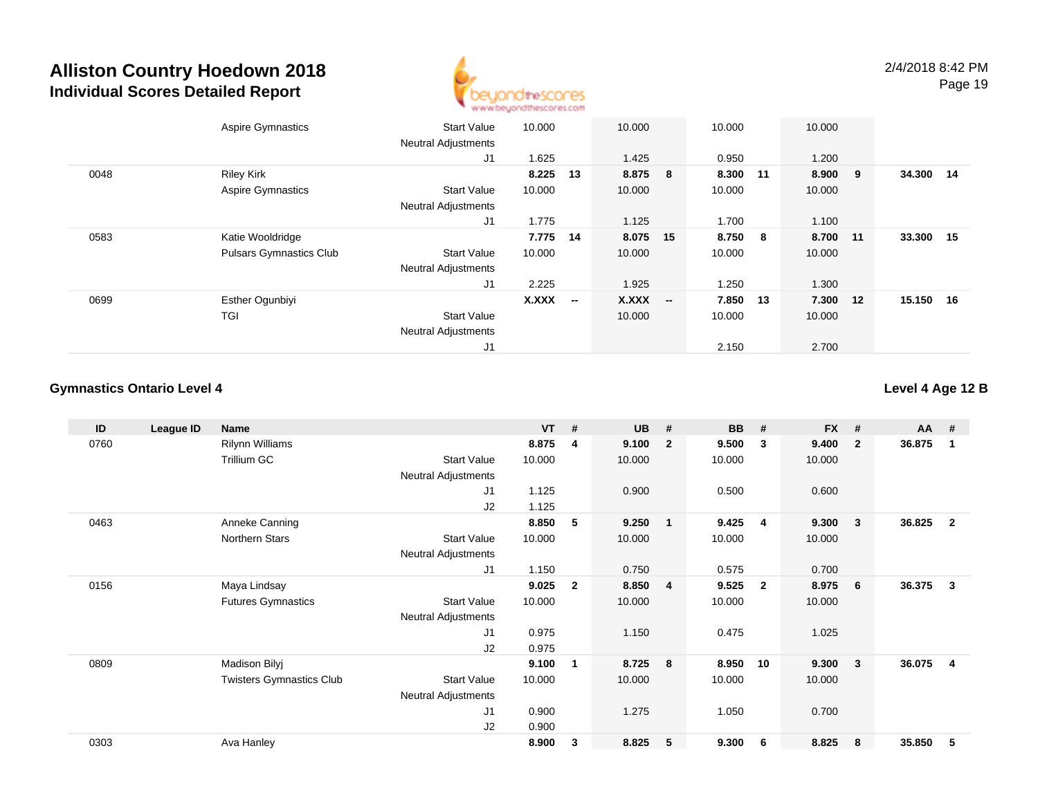| ID | League ID | Name | | VT | # | UB | # | BB | # | FX | # | AA | # |
|---|---|---|---|---|---|---|---|---|---|---|---|---|---|
| | | Aspire Gymnastics | Start Value | 10.000 | | 10.000 | | 10.000 | | 10.000 | | | |
| | | | Neutral Adjustments | | | | | | | | | | |
| | | | J1 | 1.625 | | 1.425 | | 0.950 | | 1.200 | | | |
| 0048 | | Riley Kirk | | **8.225** | **13** | **8.875** | **8** | **8.300** | **11** | **8.900** | **9** | **34.300** | **14** |
| | | Aspire Gymnastics | Start Value | 10.000 | | 10.000 | | 10.000 | | 10.000 | | | |
| | | | Neutral Adjustments | | | | | | | | | | |
| | | | J1 | 1.775 | | 1.125 | | 1.700 | | 1.100 | | | |
| 0583 | | Katie Wooldridge | | **7.775** | **14** | **8.075** | **15** | **8.750** | **8** | **8.700** | **11** | **33.300** | **15** |
| | | Pulsars Gymnastics Club | Start Value | 10.000 | | 10.000 | | 10.000 | | 10.000 | | | |
| | | | Neutral Adjustments | | | | | | | | | | |
| | | | J1 | 2.225 | | 1.925 | | 1.250 | | 1.300 | | | |
| 0699 | | Esther Ogunbiyi | | **X.XXX** | **--** | **X.XXX** | **--** | **7.850** | **13** | **7.300** | **12** | **15.150** | **16** |
| | | TGI | Start Value | | | 10.000 | | 10.000 | | 10.000 | | | |
| | | | Neutral Adjustments | | | | | | | | | | |
| | | | J1 | | | | | 2.150 | | 2.700 | | | |

## Gymnastics Ontario Level 4

**Level 4 Age 12 B**

| ID | League ID | Name | | VT | # | UB | # | BB | # | FX | # | AA | # |
|---|---|---|---|---|---|---|---|---|---|---|---|---|---|
| 0760 | | Rilynn Williams | | **8.875** | **4** | **9.100** | **2** | **9.500** | **3** | **9.400** | **2** | **36.875** | **1** |
| | | Trillium GC | Start Value | 10.000 | | 10.000 | | 10.000 | | 10.000 | | | |
| | | | Neutral Adjustments | | | | | | | | | | |
| | | | J1 | 1.125 | | 0.900 | | 0.500 | | 0.600 | | | |
| | | | J2 | 1.125 | | | | | | | | | |
| 0463 | | Anneke Canning | | **8.850** | **5** | **9.250** | **1** | **9.425** | **4** | **9.300** | **3** | **36.825** | **2** |
| | | Northern Stars | Start Value | 10.000 | | 10.000 | | 10.000 | | 10.000 | | | |
| | | | Neutral Adjustments | | | | | | | | | | |
| | | | J1 | 1.150 | | 0.750 | | 0.575 | | 0.700 | | | |
| 0156 | | Maya Lindsay | | **9.025** | **2** | **8.850** | **4** | **9.525** | **2** | **8.975** | **6** | **36.375** | **3** |
| | | Futures Gymnastics | Start Value | 10.000 | | 10.000 | | 10.000 | | 10.000 | | | |
| | | | Neutral Adjustments | | | | | | | | | | |
| | | | J1 | 0.975 | | 1.150 | | 0.475 | | 1.025 | | | |
| | | | J2 | 0.975 | | | | | | | | | |
| 0809 | | Madison Bilyj | | **9.100** | **1** | **8.725** | **8** | **8.950** | **10** | **9.300** | **3** | **36.075** | **4** |
| | | Twisters Gymnastics Club | Start Value | 10.000 | | 10.000 | | 10.000 | | 10.000 | | | |
| | | | Neutral Adjustments | | | | | | | | | | |
| | | | J1 | 0.900 | | 1.275 | | 1.050 | | 0.700 | | | |
| | | | J2 | 0.900 | | | | | | | | | |
| 0303 | | Ava Hanley | | **8.900** | **3** | **8.825** | **5** | **9.300** | **6** | **8.825** | **8** | **35.850** | **5** |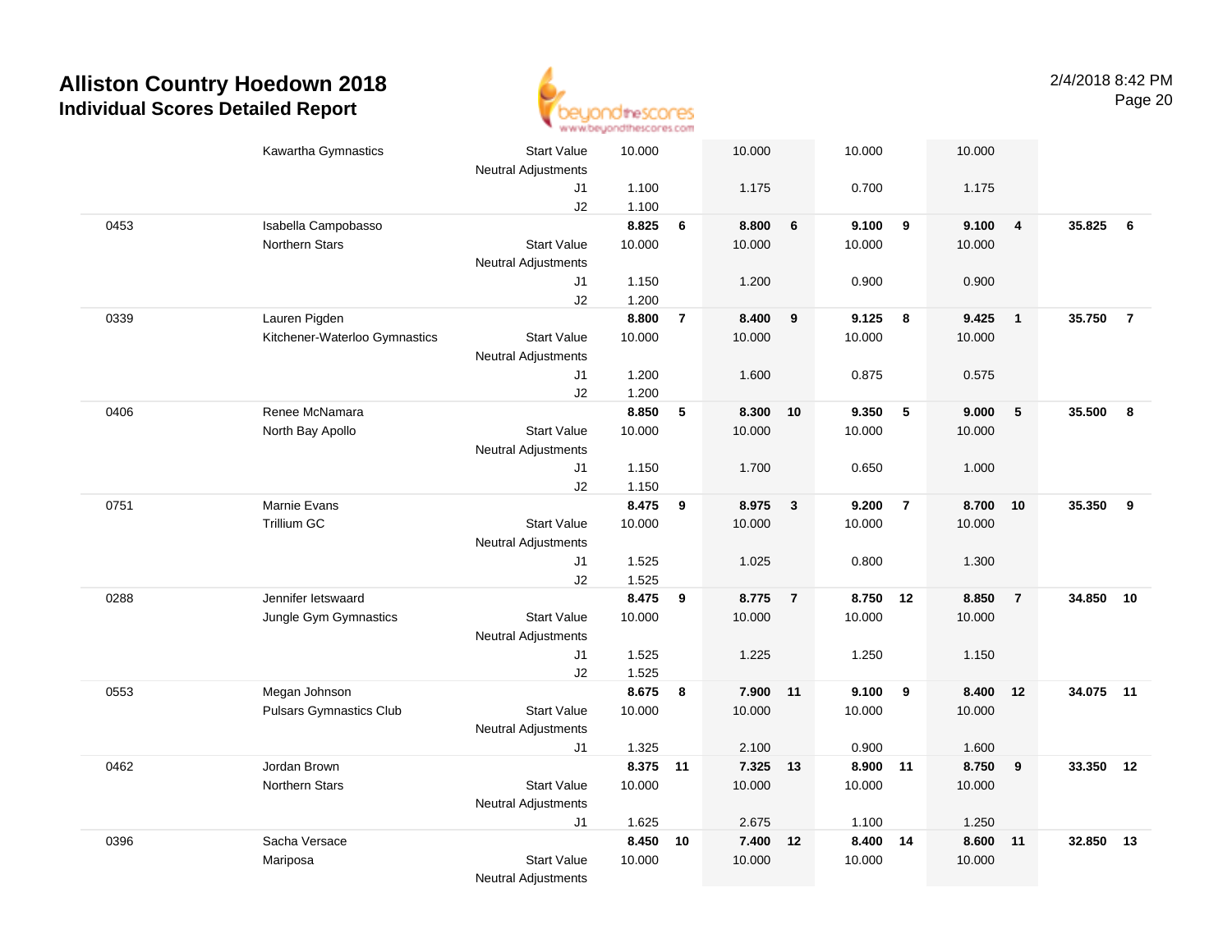# Alliston Country Hoedown 2018

## Individual Scores Detailed Report

2/4/2018 8:42 PM

| | | | | | | | | | | | | |
|---|---|---|---|---|---|---|---|---|---|---|---|---|
| | Kawartha Gymnastics | Start Value | 10.000 | | 10.000 | | 10.000 | | 10.000 | | | |
| | | Neutral Adjustments | | | | | | | | | | |
| | | J1 | 1.100 | | 1.175 | | 0.700 | | 1.175 | | | |
| | | J2 | 1.100 | | | | | | | | | |
| 0453 | Isabella Campobasso | | **8.825** | **6** | **8.800** | **6** | **9.100** | **9** | **9.100** | **4** | **35.825** | **6** |
| | Northern Stars | Start Value | 10.000 | | 10.000 | | 10.000 | | 10.000 | | | |
| | | Neutral Adjustments | | | | | | | | | | |
| | | J1 | 1.150 | | 1.200 | | 0.900 | | 0.900 | | | |
| | | J2 | 1.200 | | | | | | | | | |
| 0339 | Lauren Pigden | | **8.800** | **7** | **8.400** | **9** | **9.125** | **8** | **9.425** | **1** | **35.750** | **7** |
| | Kitchener-Waterloo Gymnastics | Start Value | 10.000 | | 10.000 | | 10.000 | | 10.000 | | | |
| | | Neutral Adjustments | | | | | | | | | | |
| | | J1 | 1.200 | | 1.600 | | 0.875 | | 0.575 | | | |
| | | J2 | 1.200 | | | | | | | | | |
| 0406 | Renee McNamara | | **8.850** | **5** | **8.300** | **10** | **9.350** | **5** | **9.000** | **5** | **35.500** | **8** |
| | North Bay Apollo | Start Value | 10.000 | | 10.000 | | 10.000 | | 10.000 | | | |
| | | Neutral Adjustments | | | | | | | | | | |
| | | J1 | 1.150 | | 1.700 | | 0.650 | | 1.000 | | | |
| | | J2 | 1.150 | | | | | | | | | |
| 0751 | Marnie Evans | | **8.475** | **9** | **8.975** | **3** | **9.200** | **7** | **8.700** | **10** | **35.350** | **9** |
| | Trillium GC | Start Value | 10.000 | | 10.000 | | 10.000 | | 10.000 | | | |
| | | Neutral Adjustments | | | | | | | | | | |
| | | J1 | 1.525 | | 1.025 | | 0.800 | | 1.300 | | | |
| | | J2 | 1.525 | | | | | | | | | |
| 0288 | Jennifer Ietswaard | | **8.475** | **9** | **8.775** | **7** | **8.750** | **12** | **8.850** | **7** | **34.850** | **10** |
| | Jungle Gym Gymnastics | Start Value | 10.000 | | 10.000 | | 10.000 | | 10.000 | | | |
| | | Neutral Adjustments | | | | | | | | | | |
| | | J1 | 1.525 | | 1.225 | | 1.250 | | 1.150 | | | |
| | | J2 | 1.525 | | | | | | | | | |
| 0553 | Megan Johnson | | **8.675** | **8** | **7.900** | **11** | **9.100** | **9** | **8.400** | **12** | **34.075** | **11** |
| | Pulsars Gymnastics Club | Start Value | 10.000 | | 10.000 | | 10.000 | | 10.000 | | | |
| | | Neutral Adjustments | | | | | | | | | | |
| | | J1 | 1.325 | | 2.100 | | 0.900 | | 1.600 | | | |
| 0462 | Jordan Brown | | **8.375** | **11** | **7.325** | **13** | **8.900** | **11** | **8.750** | **9** | **33.350** | **12** |
| | Northern Stars | Start Value | 10.000 | | 10.000 | | 10.000 | | 10.000 | | | |
| | | Neutral Adjustments | | | | | | | | | | |
| | | J1 | 1.625 | | 2.675 | | 1.100 | | 1.250 | | | |
| 0396 | Sacha Versace | | **8.450** | **10** | **7.400** | **12** | **8.400** | **14** | **8.600** | **11** | **32.850** | **13** |
| | Mariposa | Start Value | 10.000 | | 10.000 | | 10.000 | | 10.000 | | | |
| | | Neutral Adjustments | | | | | | | | | | |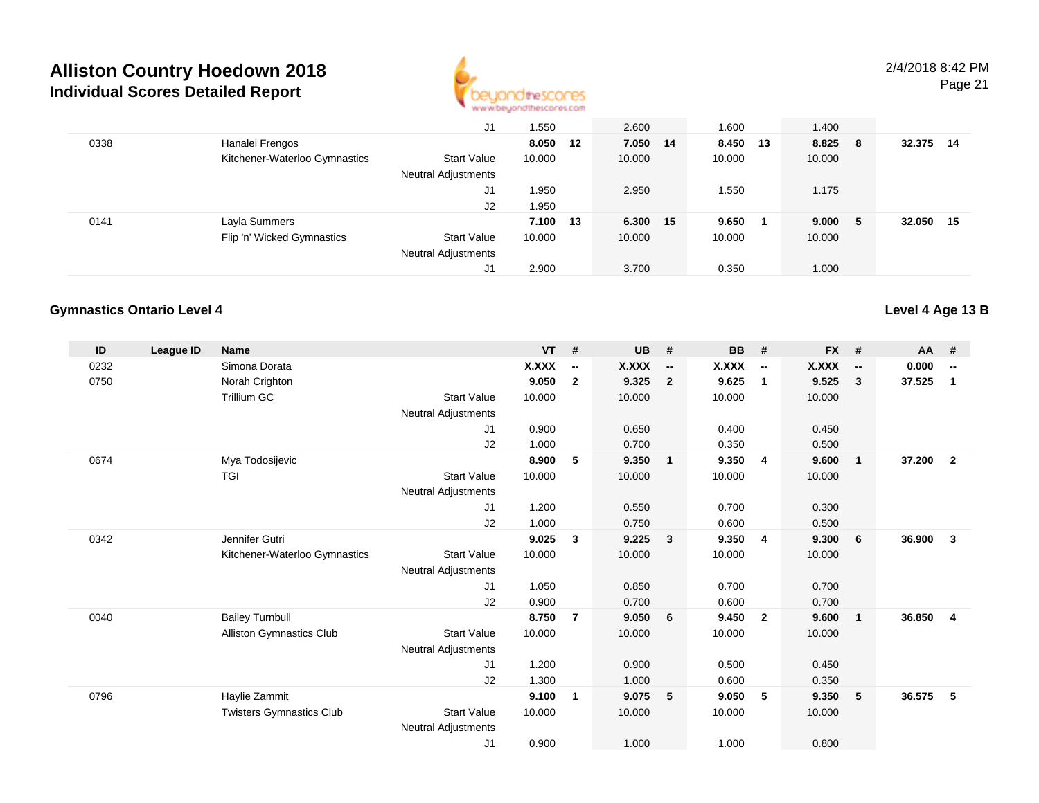# Alliston Country Hoedown 2018

## Individual Scores Detailed Report

2/4/2018 8:42 PM

| ID | League ID | Name | | VT | # | UB | # | BB | # | FX | # | AA | # |
|---|---|---|---|---|---|---|---|---|---|---|---|---|---|
| | | | J1 | 1.550 | | 2.600 | | 1.600 | | 1.400 | | | |
| 0338 | | Hanalei Frengos | | **8.050** | **12** | **7.050** | **14** | **8.450** | **13** | **8.825** | **8** | **32.375** | **14** |
| | | Kitchener-Waterloo Gymnastics | Start Value | 10.000 | | 10.000 | | 10.000 | | 10.000 | | | |
| | | | Neutral Adjustments | | | | | | | | | | |
| | | | J1 | 1.950 | | 2.950 | | 1.550 | | 1.175 | | | |
| | | | J2 | 1.950 | | | | | | | | | |
| 0141 | | Layla Summers | | **7.100** | **13** | **6.300** | **15** | **9.650** | **1** | **9.000** | **5** | **32.050** | **15** |
| | | Flip 'n' Wicked Gymnastics | Start Value | 10.000 | | 10.000 | | 10.000 | | 10.000 | | | |
| | | | Neutral Adjustments | | | | | | | | | | |
| | | | J1 | 2.900 | | 3.700 | | 0.350 | | 1.000 | | | |

### Gymnastics Ontario Level 4

**Level 4 Age 13 B**

| ID | League ID | Name | | VT | # | UB | # | BB | # | FX | # | AA | # |
|---|---|---|---|---|---|---|---|---|---|---|---|---|---|
| 0232 | | Simona Dorata | | **X.XXX** | **--** | **X.XXX** | **--** | **X.XXX** | **--** | **X.XXX** | **--** | **0.000** | **--** |
| 0750 | | Norah Crighton | | **9.050** | **2** | **9.325** | **2** | **9.625** | **1** | **9.525** | **3** | **37.525** | **1** |
| | | Trillium GC | Start Value | 10.000 | | 10.000 | | 10.000 | | 10.000 | | | |
| | | | Neutral Adjustments | | | | | | | | | | |
| | | | J1 | 0.900 | | 0.650 | | 0.400 | | 0.450 | | | |
| | | | J2 | 1.000 | | 0.700 | | 0.350 | | 0.500 | | | |
| 0674 | | Mya Todosijevic | | **8.900** | **5** | **9.350** | **1** | **9.350** | **4** | **9.600** | **1** | **37.200** | **2** |
| | | TGI | Start Value | 10.000 | | 10.000 | | 10.000 | | 10.000 | | | |
| | | | Neutral Adjustments | | | | | | | | | | |
| | | | J1 | 1.200 | | 0.550 | | 0.700 | | 0.300 | | | |
| | | | J2 | 1.000 | | 0.750 | | 0.600 | | 0.500 | | | |
| 0342 | | Jennifer Gutri | | **9.025** | **3** | **9.225** | **3** | **9.350** | **4** | **9.300** | **6** | **36.900** | **3** |
| | | Kitchener-Waterloo Gymnastics | Start Value | 10.000 | | 10.000 | | 10.000 | | 10.000 | | | |
| | | | Neutral Adjustments | | | | | | | | | | |
| | | | J1 | 1.050 | | 0.850 | | 0.700 | | 0.700 | | | |
| | | | J2 | 0.900 | | 0.700 | | 0.600 | | 0.700 | | | |
| 0040 | | Bailey Turnbull | | **8.750** | **7** | **9.050** | **6** | **9.450** | **2** | **9.600** | **1** | **36.850** | **4** |
| | | Alliston Gymnastics Club | Start Value | 10.000 | | 10.000 | | 10.000 | | 10.000 | | | |
| | | | Neutral Adjustments | | | | | | | | | | |
| | | | J1 | 1.200 | | 0.900 | | 0.500 | | 0.450 | | | |
| | | | J2 | 1.300 | | 1.000 | | 0.600 | | 0.350 | | | |
| 0796 | | Haylie Zammit | | **9.100** | **1** | **9.075** | **5** | **9.050** | **5** | **9.350** | **5** | **36.575** | **5** |
| | | Twisters Gymnastics Club | Start Value | 10.000 | | 10.000 | | 10.000 | | 10.000 | | | |
| | | | Neutral Adjustments | | | | | | | | | | |
| | | | J1 | 0.900 | | 1.000 | | 1.000 | | 0.800 | | | |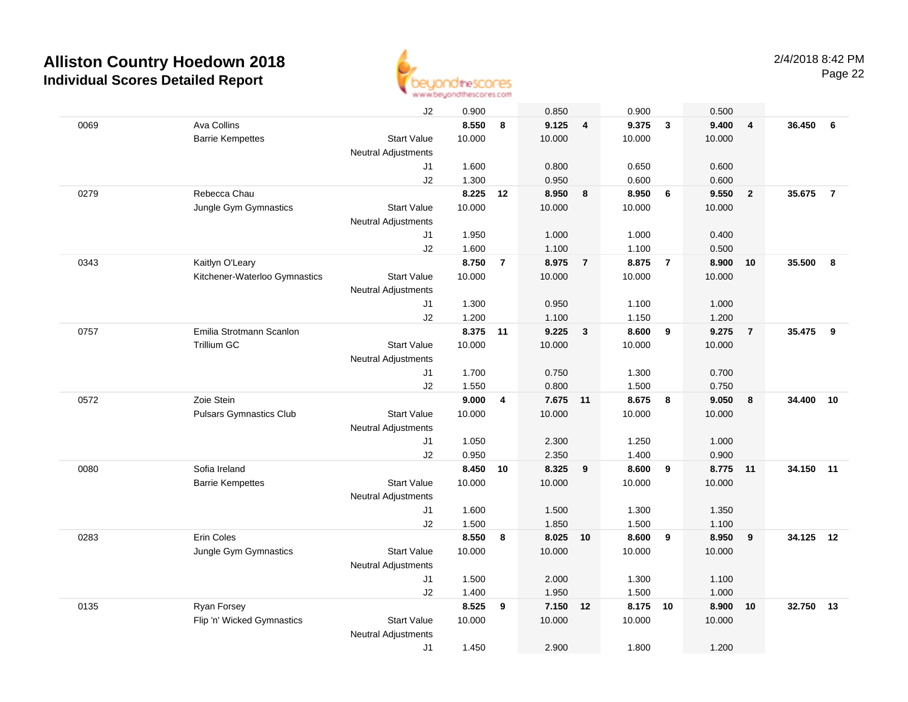# Alliston Country Hoedown 2018

## Individual Scores Detailed Report

2/4/2018 8:42 PM

| | | | | | | | | | | | | |
|---|---|---|---|---|---|---|---|---|---|---|---|---|
| | | J2 | 0.900 | | 0.850 | | 0.900 | | 0.500 | | | |
| 0069 | Ava Collins | | **8.550** | **8** | **9.125** | **4** | **9.375** | **3** | **9.400** | **4** | **36.450** | **6** |
| | Barrie Kempettes | Start Value | 10.000 | | 10.000 | | 10.000 | | 10.000 | | | |
| | | Neutral Adjustments | | | | | | | | | | |
| | | J1 | 1.600 | | 0.800 | | 0.650 | | 0.600 | | | |
| | | J2 | 1.300 | | 0.950 | | 0.600 | | 0.600 | | | |
| 0279 | Rebecca Chau | | **8.225** | **12** | **8.950** | **8** | **8.950** | **6** | **9.550** | **2** | **35.675** | **7** |
| | Jungle Gym Gymnastics | Start Value | 10.000 | | 10.000 | | 10.000 | | 10.000 | | | |
| | | Neutral Adjustments | | | | | | | | | | |
| | | J1 | 1.950 | | 1.000 | | 1.000 | | 0.400 | | | |
| | | J2 | 1.600 | | 1.100 | | 1.100 | | 0.500 | | | |
| 0343 | Kaitlyn O'Leary | | **8.750** | **7** | **8.975** | **7** | **8.875** | **7** | **8.900** | **10** | **35.500** | **8** |
| | Kitchener-Waterloo Gymnastics | Start Value | 10.000 | | 10.000 | | 10.000 | | 10.000 | | | |
| | | Neutral Adjustments | | | | | | | | | | |
| | | J1 | 1.300 | | 0.950 | | 1.100 | | 1.000 | | | |
| | | J2 | 1.200 | | 1.100 | | 1.150 | | 1.200 | | | |
| 0757 | Emilia Strotmann Scanlon | | **8.375** | **11** | **9.225** | **3** | **8.600** | **9** | **9.275** | **7** | **35.475** | **9** |
| | Trillium GC | Start Value | 10.000 | | 10.000 | | 10.000 | | 10.000 | | | |
| | | Neutral Adjustments | | | | | | | | | | |
| | | J1 | 1.700 | | 0.750 | | 1.300 | | 0.700 | | | |
| | | J2 | 1.550 | | 0.800 | | 1.500 | | 0.750 | | | |
| 0572 | Zoie Stein | | **9.000** | **4** | **7.675** | **11** | **8.675** | **8** | **9.050** | **8** | **34.400** | **10** |
| | Pulsars Gymnastics Club | Start Value | 10.000 | | 10.000 | | 10.000 | | 10.000 | | | |
| | | Neutral Adjustments | | | | | | | | | | |
| | | J1 | 1.050 | | 2.300 | | 1.250 | | 1.000 | | | |
| | | J2 | 0.950 | | 2.350 | | 1.400 | | 0.900 | | | |
| 0080 | Sofia Ireland | | **8.450** | **10** | **8.325** | **9** | **8.600** | **9** | **8.775** | **11** | **34.150** | **11** |
| | Barrie Kempettes | Start Value | 10.000 | | 10.000 | | 10.000 | | 10.000 | | | |
| | | Neutral Adjustments | | | | | | | | | | |
| | | J1 | 1.600 | | 1.500 | | 1.300 | | 1.350 | | | |
| | | J2 | 1.500 | | 1.850 | | 1.500 | | 1.100 | | | |
| 0283 | Erin Coles | | **8.550** | **8** | **8.025** | **10** | **8.600** | **9** | **8.950** | **9** | **34.125** | **12** |
| | Jungle Gym Gymnastics | Start Value | 10.000 | | 10.000 | | 10.000 | | 10.000 | | | |
| | | Neutral Adjustments | | | | | | | | | | |
| | | J1 | 1.500 | | 2.000 | | 1.300 | | 1.100 | | | |
| | | J2 | 1.400 | | 1.950 | | 1.500 | | 1.000 | | | |
| 0135 | Ryan Forsey | | **8.525** | **9** | **7.150** | **12** | **8.175** | **10** | **8.900** | **10** | **32.750** | **13** |
| | Flip 'n' Wicked Gymnastics | Start Value | 10.000 | | 10.000 | | 10.000 | | 10.000 | | | |
| | | Neutral Adjustments | | | | | | | | | | |
| | | J1 | 1.450 | | 2.900 | | 1.800 | | 1.200 | | | |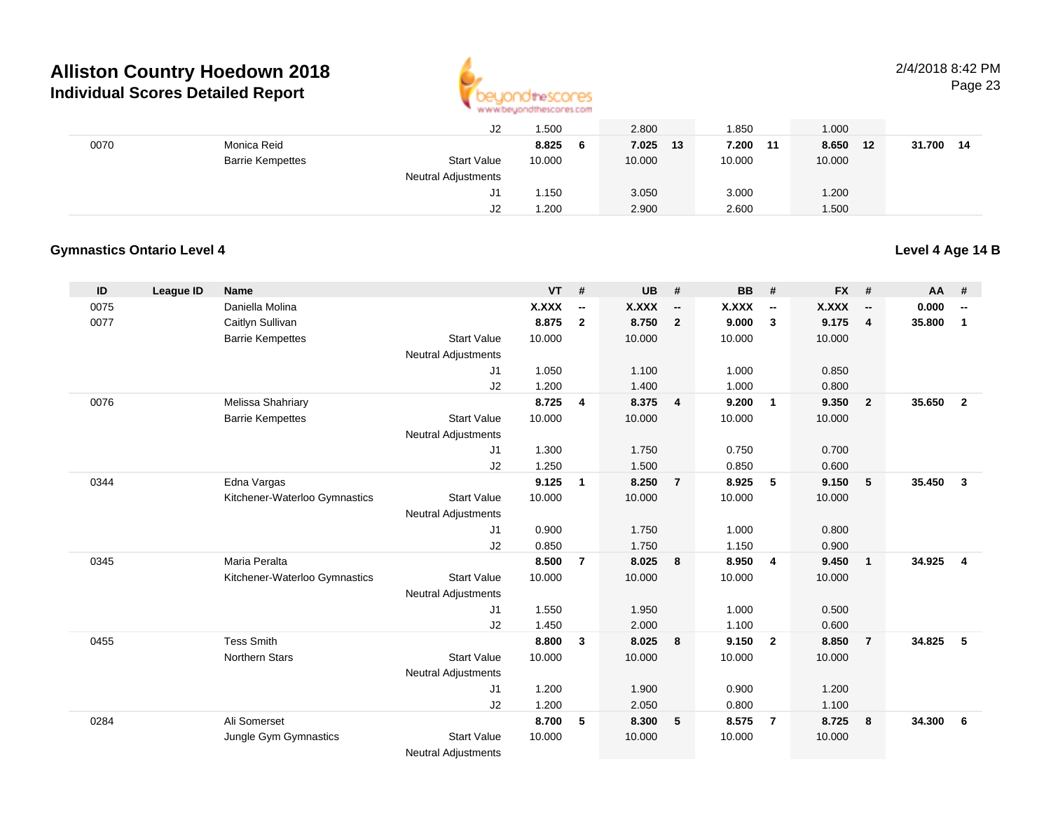# Alliston Country Hoedown 2018

## Individual Scores Detailed Report

2/4/2018 8:42 PM

| ID | League ID | Name | | VT | # | UB | # | BB | # | FX | # | AA | # |
|---|---|---|---|---|---|---|---|---|---|---|---|---|---|
| | | | J2 | 1.500 | | 2.800 | | 1.850 | | 1.000 | | | |
| 0070 | | Monica Reid | | **8.825** | **6** | **7.025** | **13** | **7.200** | **11** | **8.650** | **12** | **31.700** | **14** |
| | | Barrie Kempettes | Start Value | 10.000 | | 10.000 | | 10.000 | | 10.000 | | | |
| | | | Neutral Adjustments | | | | | | | | | | |
| | | | J1 | 1.150 | | 3.050 | | 3.000 | | 1.200 | | | |
| | | | J2 | 1.200 | | 2.900 | | 2.600 | | 1.500 | | | |

### Gymnastics Ontario Level 4

**Level 4 Age 14 B**

| ID | League ID | Name | | VT | # | UB | # | BB | # | FX | # | AA | # |
|---|---|---|---|---|---|---|---|---|---|---|---|---|---|
| 0075 | | Daniella Molina | | **X.XXX** | **--** | **X.XXX** | **--** | **X.XXX** | **--** | **X.XXX** | **--** | **0.000** | **--** |
| 0077 | | Caitlyn Sullivan | | **8.875** | **2** | **8.750** | **2** | **9.000** | **3** | **9.175** | **4** | **35.800** | **1** |
| | | Barrie Kempettes | Start Value | 10.000 | | 10.000 | | 10.000 | | 10.000 | | | |
| | | | Neutral Adjustments | | | | | | | | | | |
| | | | J1 | 1.050 | | 1.100 | | 1.000 | | 0.850 | | | |
| | | | J2 | 1.200 | | 1.400 | | 1.000 | | 0.800 | | | |
| 0076 | | Melissa Shahriary | | **8.725** | **4** | **8.375** | **4** | **9.200** | **1** | **9.350** | **2** | **35.650** | **2** |
| | | Barrie Kempettes | Start Value | 10.000 | | 10.000 | | 10.000 | | 10.000 | | | |
| | | | Neutral Adjustments | | | | | | | | | | |
| | | | J1 | 1.300 | | 1.750 | | 0.750 | | 0.700 | | | |
| | | | J2 | 1.250 | | 1.500 | | 0.850 | | 0.600 | | | |
| 0344 | | Edna Vargas | | **9.125** | **1** | **8.250** | **7** | **8.925** | **5** | **9.150** | **5** | **35.450** | **3** |
| | | Kitchener-Waterloo Gymnastics | Start Value | 10.000 | | 10.000 | | 10.000 | | 10.000 | | | |
| | | | Neutral Adjustments | | | | | | | | | | |
| | | | J1 | 0.900 | | 1.750 | | 1.000 | | 0.800 | | | |
| | | | J2 | 0.850 | | 1.750 | | 1.150 | | 0.900 | | | |
| 0345 | | Maria Peralta | | **8.500** | **7** | **8.025** | **8** | **8.950** | **4** | **9.450** | **1** | **34.925** | **4** |
| | | Kitchener-Waterloo Gymnastics | Start Value | 10.000 | | 10.000 | | 10.000 | | 10.000 | | | |
| | | | Neutral Adjustments | | | | | | | | | | |
| | | | J1 | 1.550 | | 1.950 | | 1.000 | | 0.500 | | | |
| | | | J2 | 1.450 | | 2.000 | | 1.100 | | 0.600 | | | |
| 0455 | | Tess Smith | | **8.800** | **3** | **8.025** | **8** | **9.150** | **2** | **8.850** | **7** | **34.825** | **5** |
| | | Northern Stars | Start Value | 10.000 | | 10.000 | | 10.000 | | 10.000 | | | |
| | | | Neutral Adjustments | | | | | | | | | | |
| | | | J1 | 1.200 | | 1.900 | | 0.900 | | 1.200 | | | |
| | | | J2 | 1.200 | | 2.050 | | 0.800 | | 1.100 | | | |
| 0284 | | Ali Somerset | | **8.700** | **5** | **8.300** | **5** | **8.575** | **7** | **8.725** | **8** | **34.300** | **6** |
| | | Jungle Gym Gymnastics | Start Value | 10.000 | | 10.000 | | 10.000 | | 10.000 | | | |
| | | | Neutral Adjustments | | | | | | | | | | |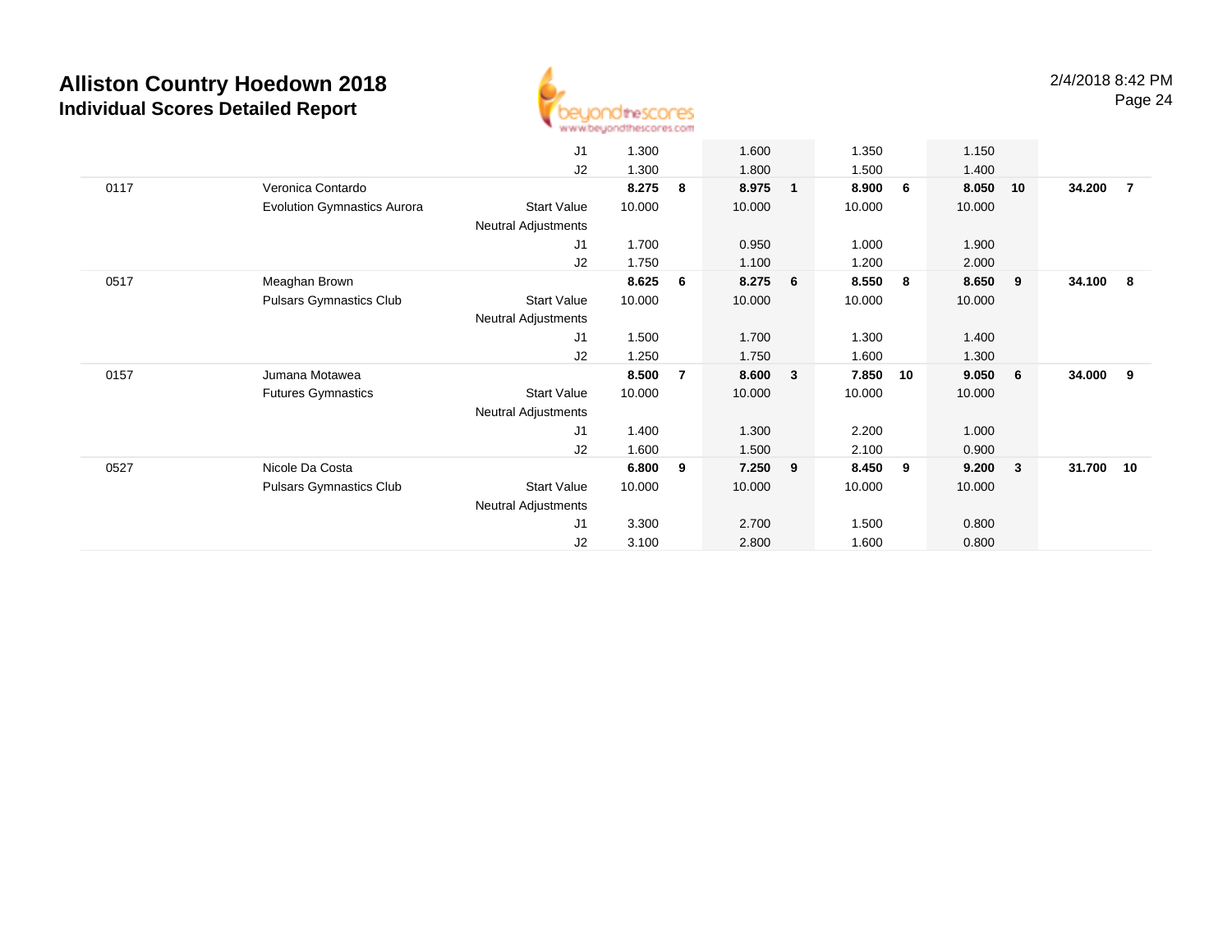# Alliston Country Hoedown 2018

## Individual Scores Detailed Report

2/4/2018 8:42 PM

| | | | | | | | | | | | | |
|---|---|---|---|---|---|---|---|---|---|---|---|---|
| | | J1 | 1.300 | | 1.600 | | 1.350 | | 1.150 | | | |
| | | J2 | 1.300 | | 1.800 | | 1.500 | | 1.400 | | | |
| 0117 | Veronica Contardo | | **8.275** | **8** | **8.975** | **1** | **8.900** | **6** | **8.050** | **10** | **34.200** | **7** |
| | Evolution Gymnastics Aurora | Start Value | 10.000 | | 10.000 | | 10.000 | | 10.000 | | | |
| | | Neutral Adjustments | | | | | | | | | | |
| | | J1 | 1.700 | | 0.950 | | 1.000 | | 1.900 | | | |
| | | J2 | 1.750 | | 1.100 | | 1.200 | | 2.000 | | | |
| 0517 | Meaghan Brown | | **8.625** | **6** | **8.275** | **6** | **8.550** | **8** | **8.650** | **9** | **34.100** | **8** |
| | Pulsars Gymnastics Club | Start Value | 10.000 | | 10.000 | | 10.000 | | 10.000 | | | |
| | | Neutral Adjustments | | | | | | | | | | |
| | | J1 | 1.500 | | 1.700 | | 1.300 | | 1.400 | | | |
| | | J2 | 1.250 | | 1.750 | | 1.600 | | 1.300 | | | |
| 0157 | Jumana Motawea | | **8.500** | **7** | **8.600** | **3** | **7.850** | **10** | **9.050** | **6** | **34.000** | **9** |
| | Futures Gymnastics | Start Value | 10.000 | | 10.000 | | 10.000 | | 10.000 | | | |
| | | Neutral Adjustments | | | | | | | | | | |
| | | J1 | 1.400 | | 1.300 | | 2.200 | | 1.000 | | | |
| | | J2 | 1.600 | | 1.500 | | 2.100 | | 0.900 | | | |
| 0527 | Nicole Da Costa | | **6.800** | **9** | **7.250** | **9** | **8.450** | **9** | **9.200** | **3** | **31.700** | **10** |
| | Pulsars Gymnastics Club | Start Value | 10.000 | | 10.000 | | 10.000 | | 10.000 | | | |
| | | Neutral Adjustments | | | | | | | | | | |
| | | J1 | 3.300 | | 2.700 | | 1.500 | | 0.800 | | | |
| | | J2 | 3.100 | | 2.800 | | 1.600 | | 0.800 | | | |